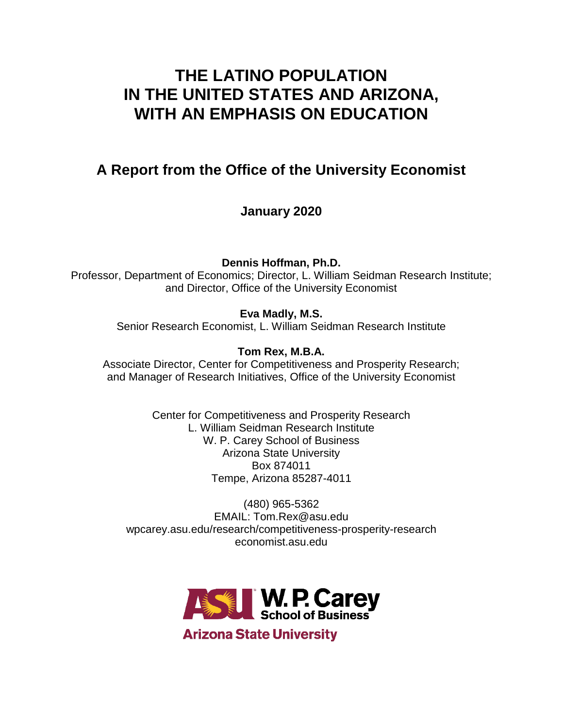# THE LATINO POPULATION IN THE UNITED STATES AND ARIZONA, WITH AN EMPHASIS ON EDUCATION

## A Report from the Office of the University Economist

**January 2020**

**Dennis Hoffman, Ph.D.**
Professor, Department of Economics; Director, L. William Seidman Research Institute; and Director, Office of the University Economist

**Eva Madly, M.S.**
Senior Research Economist, L. William Seidman Research Institute

**Tom Rex, M.B.A.**
Associate Director, Center for Competitiveness and Prosperity Research; and Manager of Research Initiatives, Office of the University Economist

Center for Competitiveness and Prosperity Research
L. William Seidman Research Institute
W. P. Carey School of Business
Arizona State University
Box 874011
Tempe, Arizona 85287-4011

(480) 965-5362
EMAIL: Tom.Rex@asu.edu
wpcarey.asu.edu/research/competitiveness-prosperity-research
economist.asu.edu

ASU W. P. Carey School of Business
Arizona State University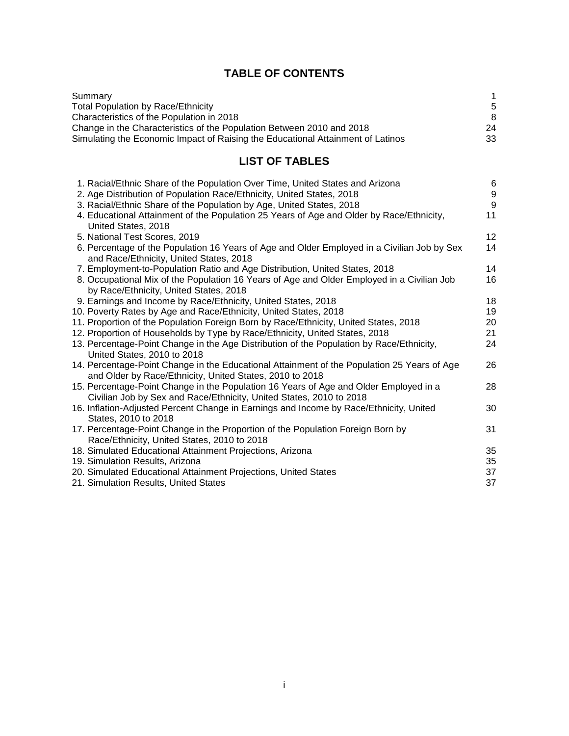# TABLE OF CONTENTS

| | |
|---|---|
| Summary | 1 |
| Total Population by Race/Ethnicity | 5 |
| Characteristics of the Population in 2018 | 8 |
| Change in the Characteristics of the Population Between 2010 and 2018 | 24 |
| Simulating the Economic Impact of Raising the Educational Attainment of Latinos | 33 |

# LIST OF TABLES

| | |
|---|---|
| 1. Racial/Ethnic Share of the Population Over Time, United States and Arizona | 6 |
| 2. Age Distribution of Population Race/Ethnicity, United States, 2018 | 9 |
| 3. Racial/Ethnic Share of the Population by Age, United States, 2018 | 9 |
| 4. Educational Attainment of the Population 25 Years of Age and Older by Race/Ethnicity, United States, 2018 | 11 |
| 5. National Test Scores, 2019 | 12 |
| 6. Percentage of the Population 16 Years of Age and Older Employed in a Civilian Job by Sex and Race/Ethnicity, United States, 2018 | 14 |
| 7. Employment-to-Population Ratio and Age Distribution, United States, 2018 | 14 |
| 8. Occupational Mix of the Population 16 Years of Age and Older Employed in a Civilian Job by Race/Ethnicity, United States, 2018 | 16 |
| 9. Earnings and Income by Race/Ethnicity, United States, 2018 | 18 |
| 10. Poverty Rates by Age and Race/Ethnicity, United States, 2018 | 19 |
| 11. Proportion of the Population Foreign Born by Race/Ethnicity, United States, 2018 | 20 |
| 12. Proportion of Households by Type by Race/Ethnicity, United States, 2018 | 21 |
| 13. Percentage-Point Change in the Age Distribution of the Population by Race/Ethnicity, United States, 2010 to 2018 | 24 |
| 14. Percentage-Point Change in the Educational Attainment of the Population 25 Years of Age and Older by Race/Ethnicity, United States, 2010 to 2018 | 26 |
| 15. Percentage-Point Change in the Population 16 Years of Age and Older Employed in a Civilian Job by Sex and Race/Ethnicity, United States, 2010 to 2018 | 28 |
| 16. Inflation-Adjusted Percent Change in Earnings and Income by Race/Ethnicity, United States, 2010 to 2018 | 30 |
| 17. Percentage-Point Change in the Proportion of the Population Foreign Born by Race/Ethnicity, United States, 2010 to 2018 | 31 |
| 18. Simulated Educational Attainment Projections, Arizona | 35 |
| 19. Simulation Results, Arizona | 35 |
| 20. Simulated Educational Attainment Projections, United States | 37 |
| 21. Simulation Results, United States | 37 |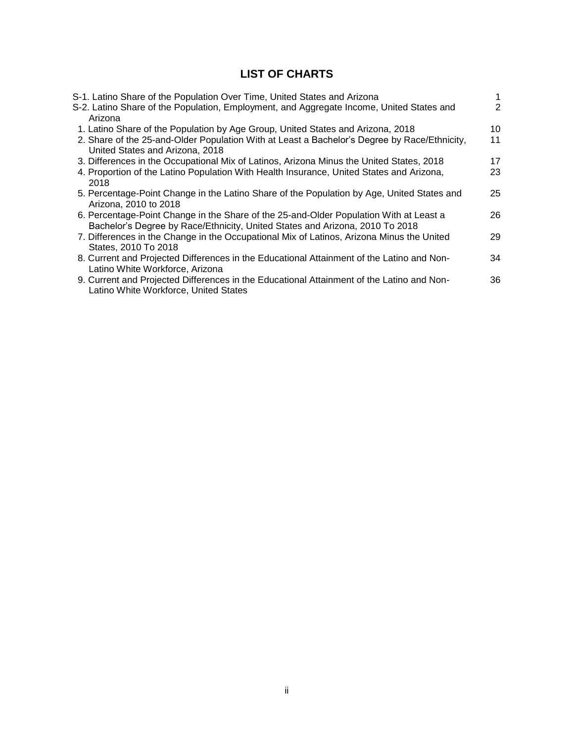## LIST OF CHARTS

| | |
|---|---|
| S-1. Latino Share of the Population Over Time, United States and Arizona | 1 |
| S-2. Latino Share of the Population, Employment, and Aggregate Income, United States and Arizona | 2 |
| 1. Latino Share of the Population by Age Group, United States and Arizona, 2018 | 10 |
| 2. Share of the 25-and-Older Population With at Least a Bachelor's Degree by Race/Ethnicity, United States and Arizona, 2018 | 11 |
| 3. Differences in the Occupational Mix of Latinos, Arizona Minus the United States, 2018 | 17 |
| 4. Proportion of the Latino Population With Health Insurance, United States and Arizona, 2018 | 23 |
| 5. Percentage-Point Change in the Latino Share of the Population by Age, United States and Arizona, 2010 to 2018 | 25 |
| 6. Percentage-Point Change in the Share of the 25-and-Older Population With at Least a Bachelor's Degree by Race/Ethnicity, United States and Arizona, 2010 To 2018 | 26 |
| 7. Differences in the Change in the Occupational Mix of Latinos, Arizona Minus the United States, 2010 To 2018 | 29 |
| 8. Current and Projected Differences in the Educational Attainment of the Latino and Non-Latino White Workforce, Arizona | 34 |
| 9. Current and Projected Differences in the Educational Attainment of the Latino and Non-Latino White Workforce, United States | 36 |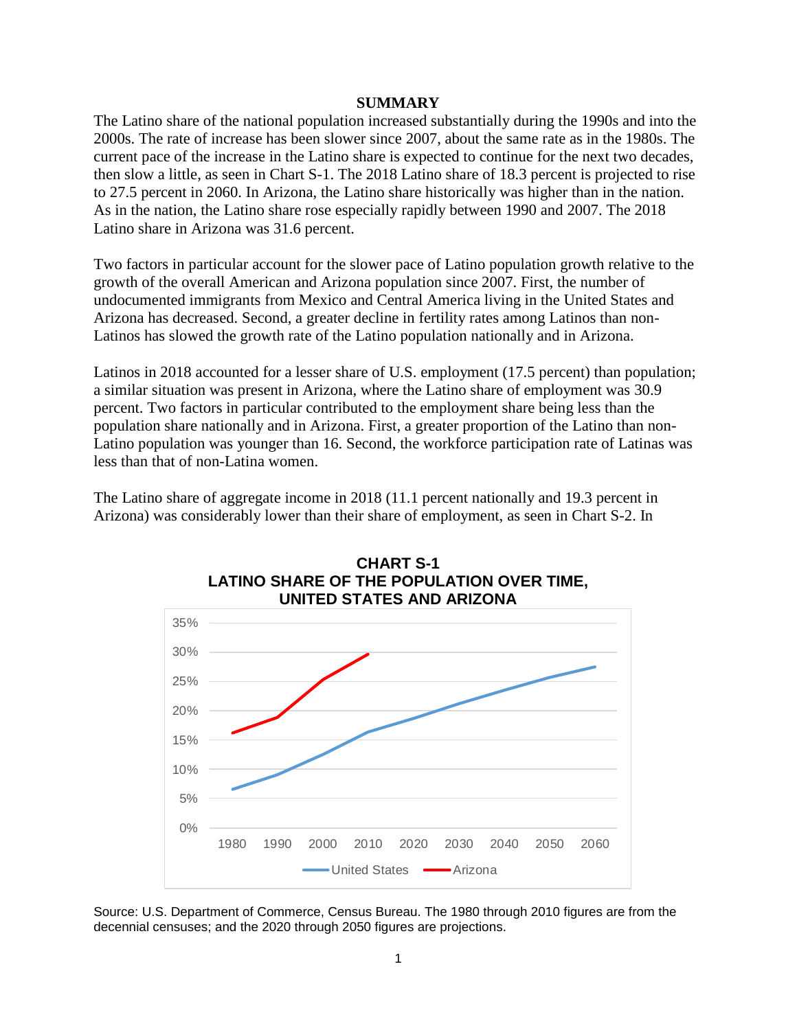## SUMMARY

The Latino share of the national population increased substantially during the 1990s and into the 2000s. The rate of increase has been slower since 2007, about the same rate as in the 1980s. The current pace of the increase in the Latino share is expected to continue for the next two decades, then slow a little, as seen in Chart S-1. The 2018 Latino share of 18.3 percent is projected to rise to 27.5 percent in 2060. In Arizona, the Latino share historically was higher than in the nation. As in the nation, the Latino share rose especially rapidly between 1990 and 2007. The 2018 Latino share in Arizona was 31.6 percent.

Two factors in particular account for the slower pace of Latino population growth relative to the growth of the overall American and Arizona population since 2007. First, the number of undocumented immigrants from Mexico and Central America living in the United States and Arizona has decreased. Second, a greater decline in fertility rates among Latinos than non-Latinos has slowed the growth rate of the Latino population nationally and in Arizona.

Latinos in 2018 accounted for a lesser share of U.S. employment (17.5 percent) than population; a similar situation was present in Arizona, where the Latino share of employment was 30.9 percent. Two factors in particular contributed to the employment share being less than the population share nationally and in Arizona. First, a greater proportion of the Latino than non-Latino population was younger than 16. Second, the workforce participation rate of Latinas was less than that of non-Latina women.

The Latino share of aggregate income in 2018 (11.1 percent nationally and 19.3 percent in Arizona) was considerably lower than their share of employment, as seen in Chart S-2. In

**CHART S-1**
**LATINO SHARE OF THE POPULATION OVER TIME, UNITED STATES AND ARIZONA**

Source: U.S. Department of Commerce, Census Bureau. The 1980 through 2010 figures are from the decennial censuses; and the 2020 through 2050 figures are projections.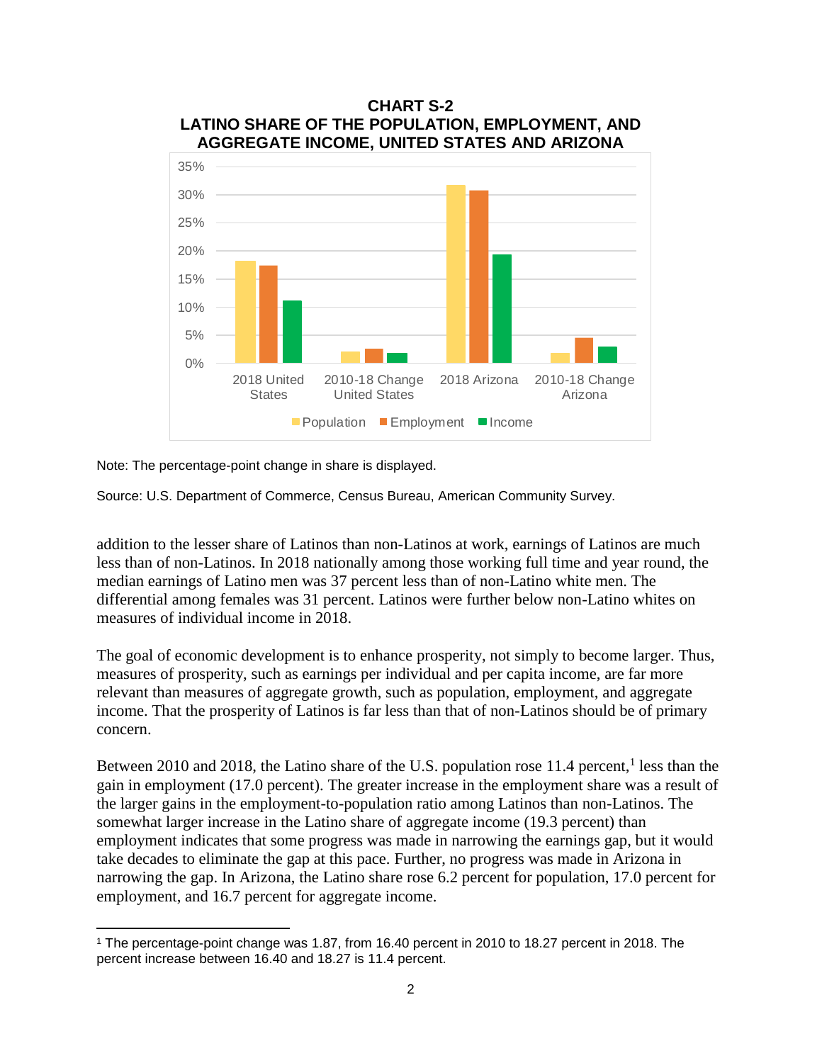**CHART S-2**
**LATINO SHARE OF THE POPULATION, EMPLOYMENT, AND AGGREGATE INCOME, UNITED STATES AND ARIZONA**

Note: The percentage-point change in share is displayed.

Source: U.S. Department of Commerce, Census Bureau, American Community Survey.

addition to the lesser share of Latinos than non-Latinos at work, earnings of Latinos are much less than of non-Latinos. In 2018 nationally among those working full time and year round, the median earnings of Latino men was 37 percent less than of non-Latino white men. The differential among females was 31 percent. Latinos were further below non-Latino whites on measures of individual income in 2018.

The goal of economic development is to enhance prosperity, not simply to become larger. Thus, measures of prosperity, such as earnings per individual and per capita income, are far more relevant than measures of aggregate growth, such as population, employment, and aggregate income. That the prosperity of Latinos is far less than that of non-Latinos should be of primary concern.

Between 2010 and 2018, the Latino share of the U.S. population rose 11.4 percent,[1] less than the gain in employment (17.0 percent). The greater increase in the employment share was a result of the larger gains in the employment-to-population ratio among Latinos than non-Latinos. The somewhat larger increase in the Latino share of aggregate income (19.3 percent) than employment indicates that some progress was made in narrowing the earnings gap, but it would take decades to eliminate the gap at this pace. Further, no progress was made in Arizona in narrowing the gap. In Arizona, the Latino share rose 6.2 percent for population, 17.0 percent for employment, and 16.7 percent for aggregate income.

---

[1] The percentage-point change was 1.87, from 16.40 percent in 2010 to 18.27 percent in 2018. The percent increase between 16.40 and 18.27 is 11.4 percent.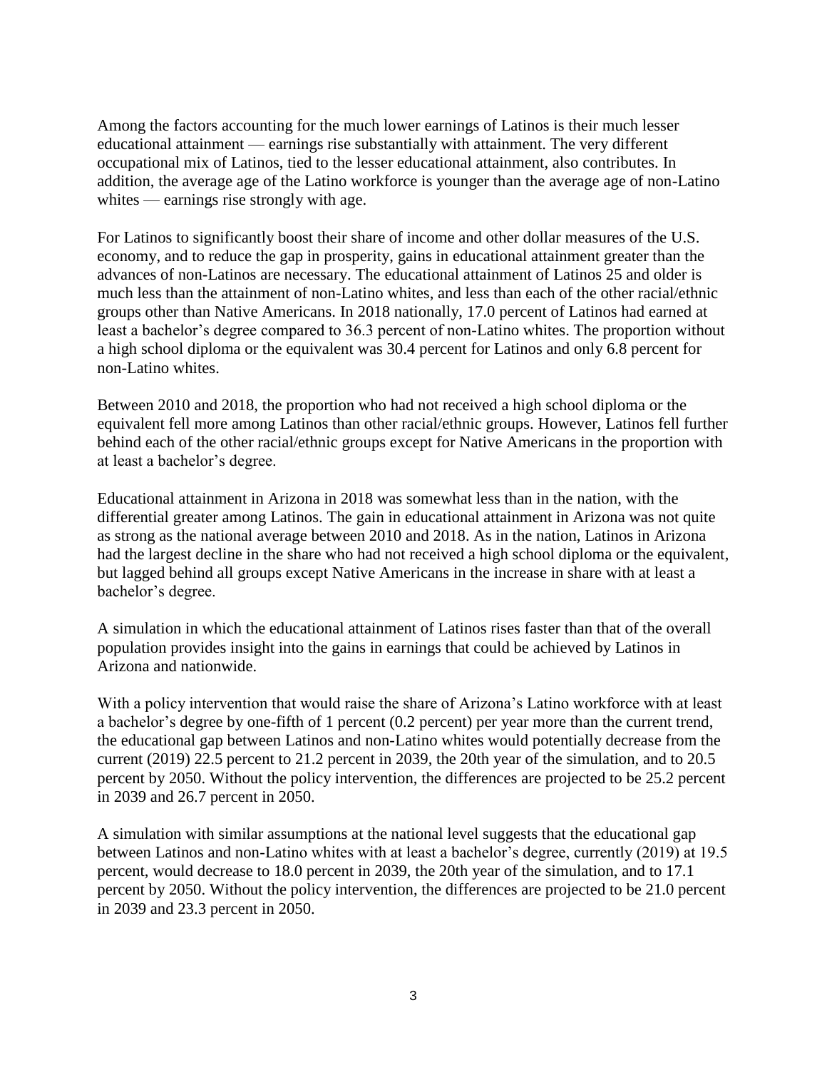Among the factors accounting for the much lower earnings of Latinos is their much lesser educational attainment — earnings rise substantially with attainment. The very different occupational mix of Latinos, tied to the lesser educational attainment, also contributes. In addition, the average age of the Latino workforce is younger than the average age of non-Latino whites — earnings rise strongly with age.

For Latinos to significantly boost their share of income and other dollar measures of the U.S. economy, and to reduce the gap in prosperity, gains in educational attainment greater than the advances of non-Latinos are necessary. The educational attainment of Latinos 25 and older is much less than the attainment of non-Latino whites, and less than each of the other racial/ethnic groups other than Native Americans. In 2018 nationally, 17.0 percent of Latinos had earned at least a bachelor's degree compared to 36.3 percent of non-Latino whites. The proportion without a high school diploma or the equivalent was 30.4 percent for Latinos and only 6.8 percent for non-Latino whites.

Between 2010 and 2018, the proportion who had not received a high school diploma or the equivalent fell more among Latinos than other racial/ethnic groups. However, Latinos fell further behind each of the other racial/ethnic groups except for Native Americans in the proportion with at least a bachelor's degree.

Educational attainment in Arizona in 2018 was somewhat less than in the nation, with the differential greater among Latinos. The gain in educational attainment in Arizona was not quite as strong as the national average between 2010 and 2018. As in the nation, Latinos in Arizona had the largest decline in the share who had not received a high school diploma or the equivalent, but lagged behind all groups except Native Americans in the increase in share with at least a bachelor's degree.

A simulation in which the educational attainment of Latinos rises faster than that of the overall population provides insight into the gains in earnings that could be achieved by Latinos in Arizona and nationwide.

With a policy intervention that would raise the share of Arizona's Latino workforce with at least a bachelor's degree by one-fifth of 1 percent (0.2 percent) per year more than the current trend, the educational gap between Latinos and non-Latino whites would potentially decrease from the current (2019) 22.5 percent to 21.2 percent in 2039, the 20th year of the simulation, and to 20.5 percent by 2050. Without the policy intervention, the differences are projected to be 25.2 percent in 2039 and 26.7 percent in 2050.

A simulation with similar assumptions at the national level suggests that the educational gap between Latinos and non-Latino whites with at least a bachelor's degree, currently (2019) at 19.5 percent, would decrease to 18.0 percent in 2039, the 20th year of the simulation, and to 17.1 percent by 2050. Without the policy intervention, the differences are projected to be 21.0 percent in 2039 and 23.3 percent in 2050.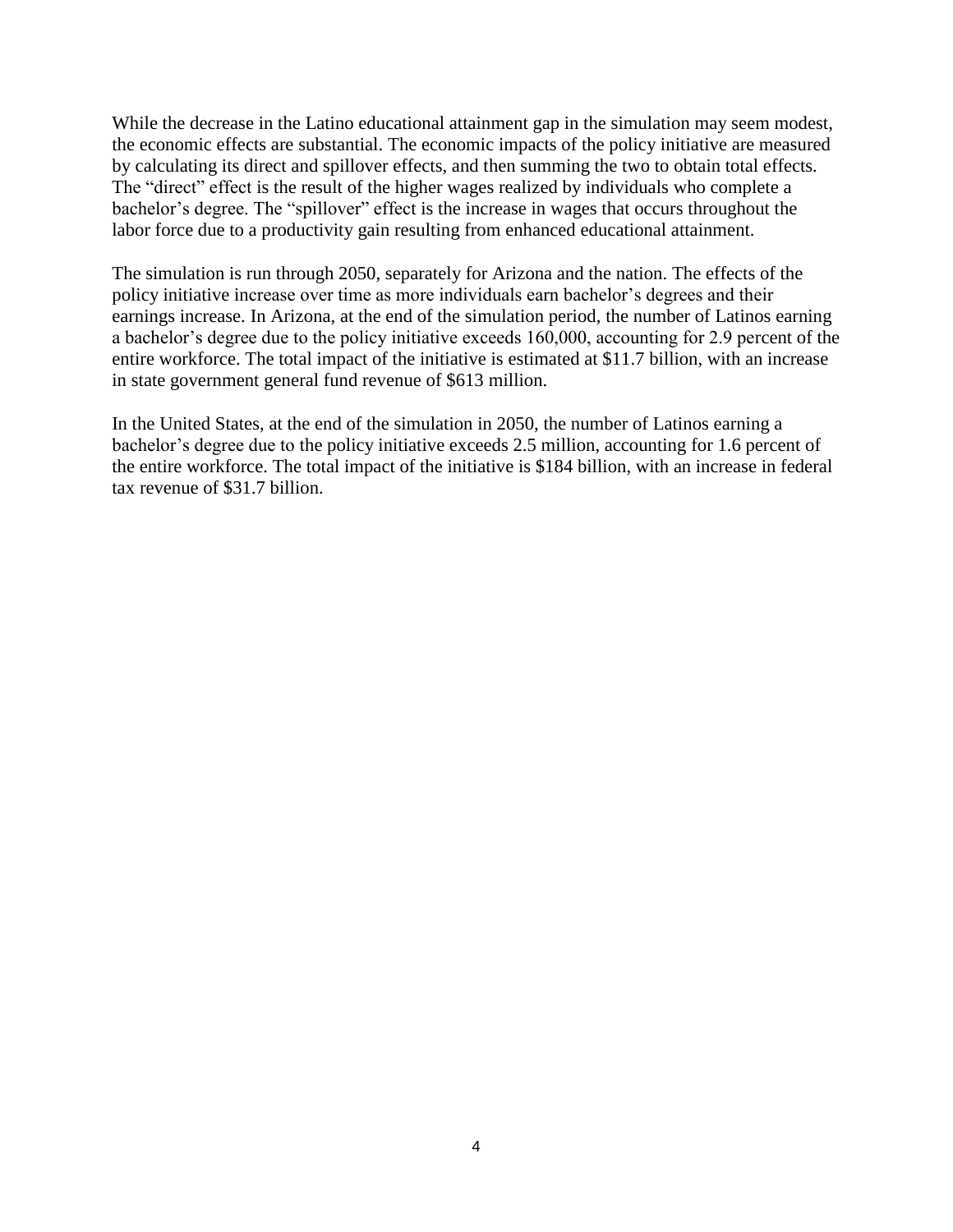While the decrease in the Latino educational attainment gap in the simulation may seem modest, the economic effects are substantial. The economic impacts of the policy initiative are measured by calculating its direct and spillover effects, and then summing the two to obtain total effects. The "direct" effect is the result of the higher wages realized by individuals who complete a bachelor's degree. The "spillover" effect is the increase in wages that occurs throughout the labor force due to a productivity gain resulting from enhanced educational attainment.

The simulation is run through 2050, separately for Arizona and the nation. The effects of the policy initiative increase over time as more individuals earn bachelor's degrees and their earnings increase. In Arizona, at the end of the simulation period, the number of Latinos earning a bachelor's degree due to the policy initiative exceeds 160,000, accounting for 2.9 percent of the entire workforce. The total impact of the initiative is estimated at $11.7 billion, with an increase in state government general fund revenue of $613 million.

In the United States, at the end of the simulation in 2050, the number of Latinos earning a bachelor's degree due to the policy initiative exceeds 2.5 million, accounting for 1.6 percent of the entire workforce. The total impact of the initiative is $184 billion, with an increase in federal tax revenue of $31.7 billion.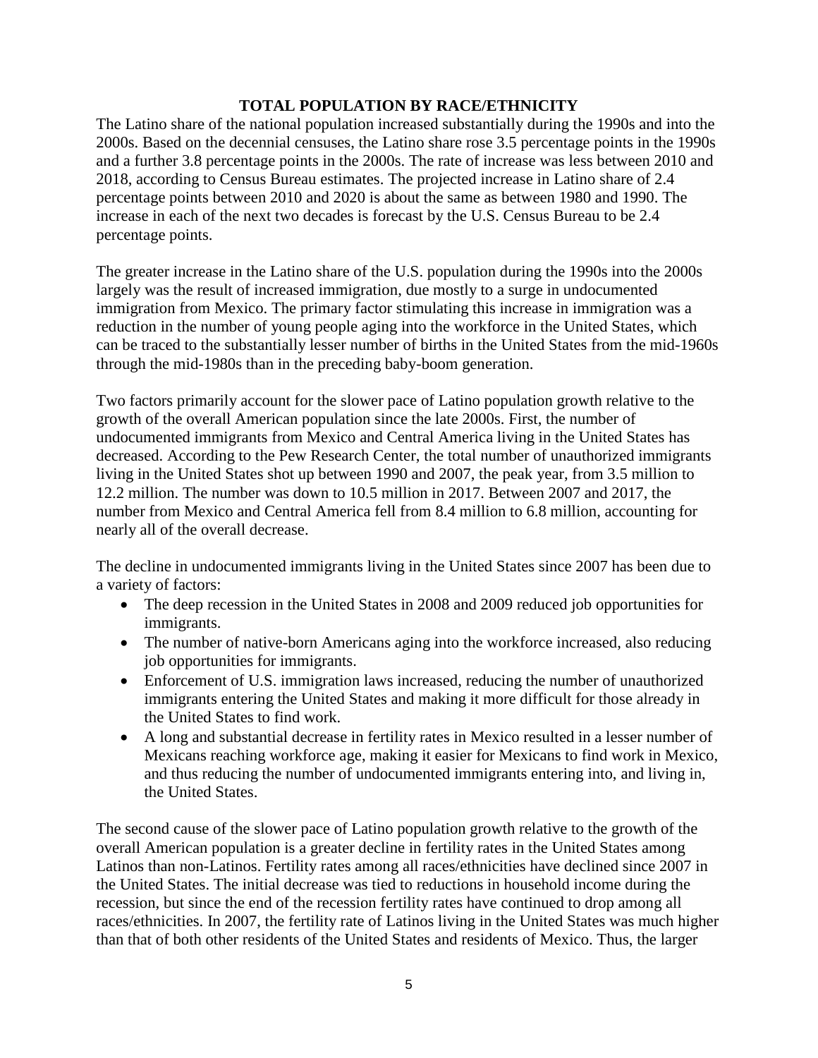## TOTAL POPULATION BY RACE/ETHNICITY

The Latino share of the national population increased substantially during the 1990s and into the 2000s. Based on the decennial censuses, the Latino share rose 3.5 percentage points in the 1990s and a further 3.8 percentage points in the 2000s. The rate of increase was less between 2010 and 2018, according to Census Bureau estimates. The projected increase in Latino share of 2.4 percentage points between 2010 and 2020 is about the same as between 1980 and 1990. The increase in each of the next two decades is forecast by the U.S. Census Bureau to be 2.4 percentage points.

The greater increase in the Latino share of the U.S. population during the 1990s into the 2000s largely was the result of increased immigration, due mostly to a surge in undocumented immigration from Mexico. The primary factor stimulating this increase in immigration was a reduction in the number of young people aging into the workforce in the United States, which can be traced to the substantially lesser number of births in the United States from the mid-1960s through the mid-1980s than in the preceding baby-boom generation.

Two factors primarily account for the slower pace of Latino population growth relative to the growth of the overall American population since the late 2000s. First, the number of undocumented immigrants from Mexico and Central America living in the United States has decreased. According to the Pew Research Center, the total number of unauthorized immigrants living in the United States shot up between 1990 and 2007, the peak year, from 3.5 million to 12.2 million. The number was down to 10.5 million in 2017. Between 2007 and 2017, the number from Mexico and Central America fell from 8.4 million to 6.8 million, accounting for nearly all of the overall decrease.

The decline in undocumented immigrants living in the United States since 2007 has been due to a variety of factors:

- The deep recession in the United States in 2008 and 2009 reduced job opportunities for immigrants.
- The number of native-born Americans aging into the workforce increased, also reducing job opportunities for immigrants.
- Enforcement of U.S. immigration laws increased, reducing the number of unauthorized immigrants entering the United States and making it more difficult for those already in the United States to find work.
- A long and substantial decrease in fertility rates in Mexico resulted in a lesser number of Mexicans reaching workforce age, making it easier for Mexicans to find work in Mexico, and thus reducing the number of undocumented immigrants entering into, and living in, the United States.

The second cause of the slower pace of Latino population growth relative to the growth of the overall American population is a greater decline in fertility rates in the United States among Latinos than non-Latinos. Fertility rates among all races/ethnicities have declined since 2007 in the United States. The initial decrease was tied to reductions in household income during the recession, but since the end of the recession fertility rates have continued to drop among all races/ethnicities. In 2007, the fertility rate of Latinos living in the United States was much higher than that of both other residents of the United States and residents of Mexico. Thus, the larger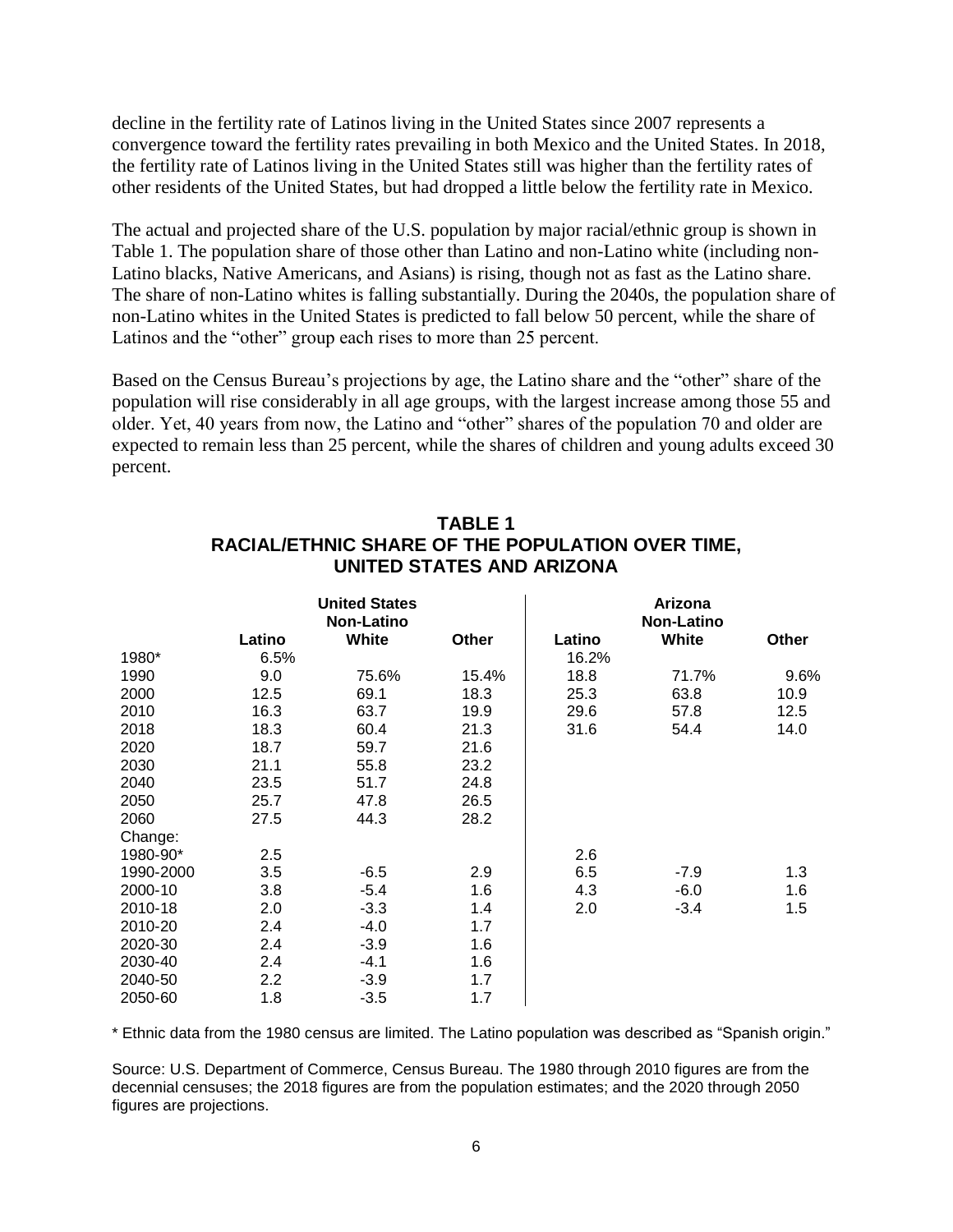decline in the fertility rate of Latinos living in the United States since 2007 represents a convergence toward the fertility rates prevailing in both Mexico and the United States. In 2018, the fertility rate of Latinos living in the United States still was higher than the fertility rates of other residents of the United States, but had dropped a little below the fertility rate in Mexico.

The actual and projected share of the U.S. population by major racial/ethnic group is shown in Table 1. The population share of those other than Latino and non-Latino white (including non-Latino blacks, Native Americans, and Asians) is rising, though not as fast as the Latino share. The share of non-Latino whites is falling substantially. During the 2040s, the population share of non-Latino whites in the United States is predicted to fall below 50 percent, while the share of Latinos and the "other" group each rises to more than 25 percent.

Based on the Census Bureau's projections by age, the Latino share and the "other" share of the population will rise considerably in all age groups, with the largest increase among those 55 and older. Yet, 40 years from now, the Latino and "other" shares of the population 70 and older are expected to remain less than 25 percent, while the shares of children and young adults exceed 30 percent.

## TABLE 1
## RACIAL/ETHNIC SHARE OF THE POPULATION OVER TIME, UNITED STATES AND ARIZONA

| | United States | | | Arizona | | |
|---|---|---|---|---|---|---|
| | Latino | Non-Latino White | Other | Latino | Non-Latino White | Other |
| 1980* | 6.5% | | | 16.2% | | |
| 1990 | 9.0 | 75.6% | 15.4% | 18.8 | 71.7% | 9.6% |
| 2000 | 12.5 | 69.1 | 18.3 | 25.3 | 63.8 | 10.9 |
| 2010 | 16.3 | 63.7 | 19.9 | 29.6 | 57.8 | 12.5 |
| 2018 | 18.3 | 60.4 | 21.3 | 31.6 | 54.4 | 14.0 |
| 2020 | 18.7 | 59.7 | 21.6 | | | |
| 2030 | 21.1 | 55.8 | 23.2 | | | |
| 2040 | 23.5 | 51.7 | 24.8 | | | |
| 2050 | 25.7 | 47.8 | 26.5 | | | |
| 2060 | 27.5 | 44.3 | 28.2 | | | |
| Change: | | | | | | |
| 1980-90* | 2.5 | | | 2.6 | | |
| 1990-2000 | 3.5 | -6.5 | 2.9 | 6.5 | -7.9 | 1.3 |
| 2000-10 | 3.8 | -5.4 | 1.6 | 4.3 | -6.0 | 1.6 |
| 2010-18 | 2.0 | -3.3 | 1.4 | 2.0 | -3.4 | 1.5 |
| 2010-20 | 2.4 | -4.0 | 1.7 | | | |
| 2020-30 | 2.4 | -3.9 | 1.6 | | | |
| 2030-40 | 2.4 | -4.1 | 1.6 | | | |
| 2040-50 | 2.2 | -3.9 | 1.7 | | | |
| 2050-60 | 1.8 | -3.5 | 1.7 | | | |

\* Ethnic data from the 1980 census are limited. The Latino population was described as "Spanish origin."

Source: U.S. Department of Commerce, Census Bureau. The 1980 through 2010 figures are from the decennial censuses; the 2018 figures are from the population estimates; and the 2020 through 2050 figures are projections.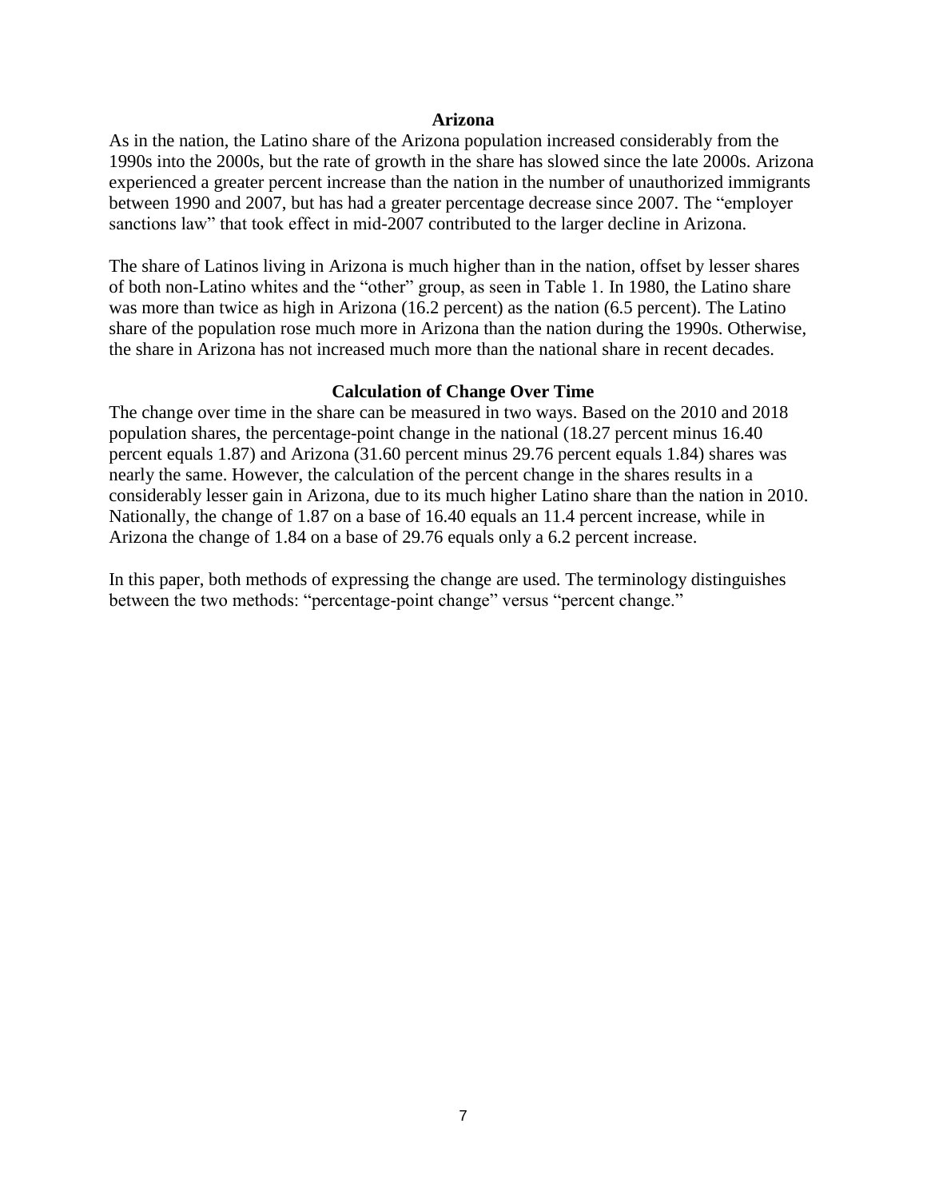## Arizona

As in the nation, the Latino share of the Arizona population increased considerably from the 1990s into the 2000s, but the rate of growth in the share has slowed since the late 2000s. Arizona experienced a greater percent increase than the nation in the number of unauthorized immigrants between 1990 and 2007, but has had a greater percentage decrease since 2007. The "employer sanctions law" that took effect in mid-2007 contributed to the larger decline in Arizona.

The share of Latinos living in Arizona is much higher than in the nation, offset by lesser shares of both non-Latino whites and the "other" group, as seen in Table 1. In 1980, the Latino share was more than twice as high in Arizona (16.2 percent) as the nation (6.5 percent). The Latino share of the population rose much more in Arizona than the nation during the 1990s. Otherwise, the share in Arizona has not increased much more than the national share in recent decades.

### Calculation of Change Over Time

The change over time in the share can be measured in two ways. Based on the 2010 and 2018 population shares, the percentage-point change in the national (18.27 percent minus 16.40 percent equals 1.87) and Arizona (31.60 percent minus 29.76 percent equals 1.84) shares was nearly the same. However, the calculation of the percent change in the shares results in a considerably lesser gain in Arizona, due to its much higher Latino share than the nation in 2010. Nationally, the change of 1.87 on a base of 16.40 equals an 11.4 percent increase, while in Arizona the change of 1.84 on a base of 29.76 equals only a 6.2 percent increase.

In this paper, both methods of expressing the change are used. The terminology distinguishes between the two methods: "percentage-point change" versus "percent change."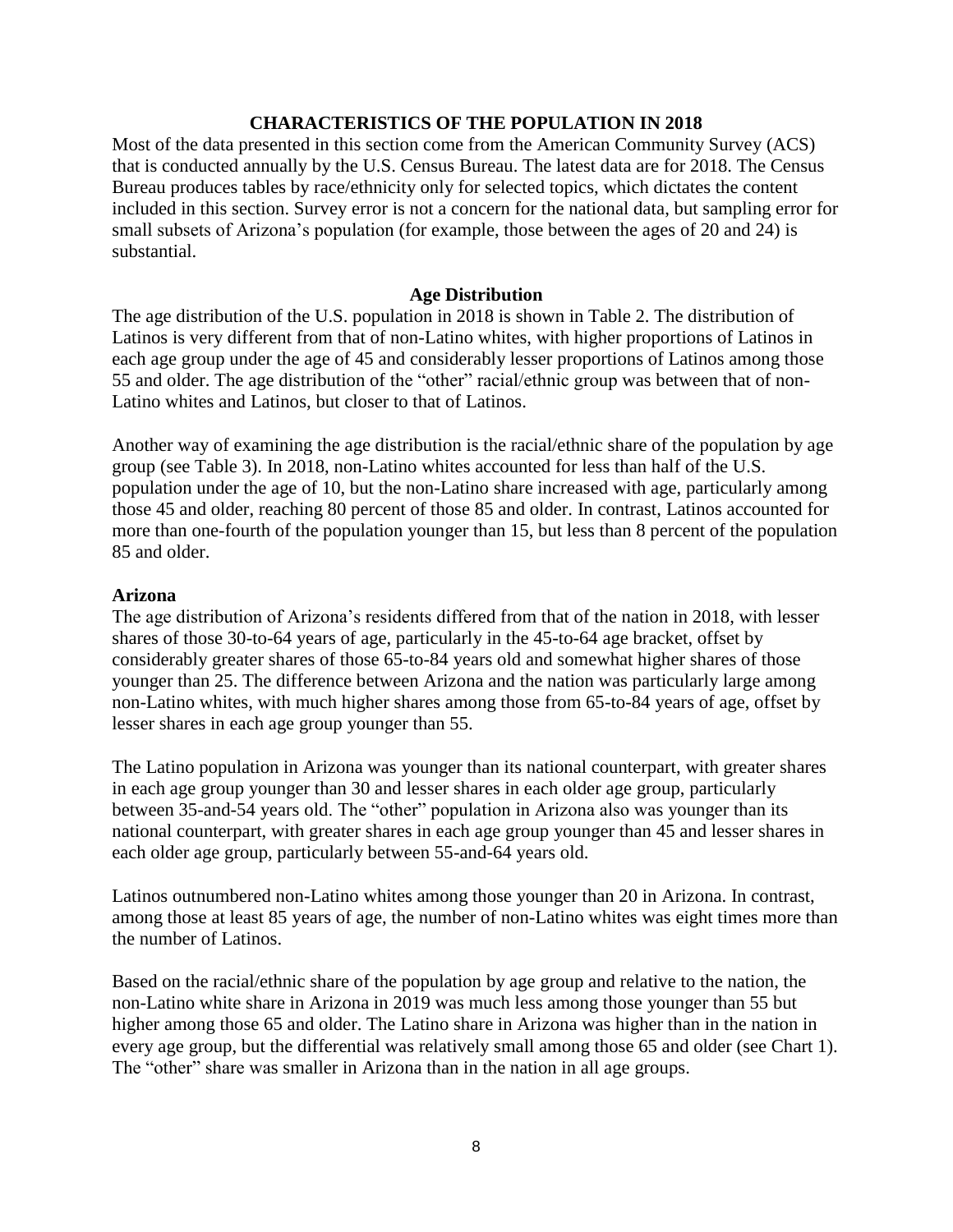## CHARACTERISTICS OF THE POPULATION IN 2018

Most of the data presented in this section come from the American Community Survey (ACS) that is conducted annually by the U.S. Census Bureau. The latest data are for 2018. The Census Bureau produces tables by race/ethnicity only for selected topics, which dictates the content included in this section. Survey error is not a concern for the national data, but sampling error for small subsets of Arizona's population (for example, those between the ages of 20 and 24) is substantial.

### Age Distribution

The age distribution of the U.S. population in 2018 is shown in Table 2. The distribution of Latinos is very different from that of non-Latino whites, with higher proportions of Latinos in each age group under the age of 45 and considerably lesser proportions of Latinos among those 55 and older. The age distribution of the "other" racial/ethnic group was between that of non-Latino whites and Latinos, but closer to that of Latinos.

Another way of examining the age distribution is the racial/ethnic share of the population by age group (see Table 3). In 2018, non-Latino whites accounted for less than half of the U.S. population under the age of 10, but the non-Latino share increased with age, particularly among those 45 and older, reaching 80 percent of those 85 and older. In contrast, Latinos accounted for more than one-fourth of the population younger than 15, but less than 8 percent of the population 85 and older.

#### Arizona

The age distribution of Arizona's residents differed from that of the nation in 2018, with lesser shares of those 30-to-64 years of age, particularly in the 45-to-64 age bracket, offset by considerably greater shares of those 65-to-84 years old and somewhat higher shares of those younger than 25. The difference between Arizona and the nation was particularly large among non-Latino whites, with much higher shares among those from 65-to-84 years of age, offset by lesser shares in each age group younger than 55.

The Latino population in Arizona was younger than its national counterpart, with greater shares in each age group younger than 30 and lesser shares in each older age group, particularly between 35-and-54 years old. The "other" population in Arizona also was younger than its national counterpart, with greater shares in each age group younger than 45 and lesser shares in each older age group, particularly between 55-and-64 years old.

Latinos outnumbered non-Latino whites among those younger than 20 in Arizona. In contrast, among those at least 85 years of age, the number of non-Latino whites was eight times more than the number of Latinos.

Based on the racial/ethnic share of the population by age group and relative to the nation, the non-Latino white share in Arizona in 2019 was much less among those younger than 55 but higher among those 65 and older. The Latino share in Arizona was higher than in the nation in every age group, but the differential was relatively small among those 65 and older (see Chart 1). The "other" share was smaller in Arizona than in the nation in all age groups.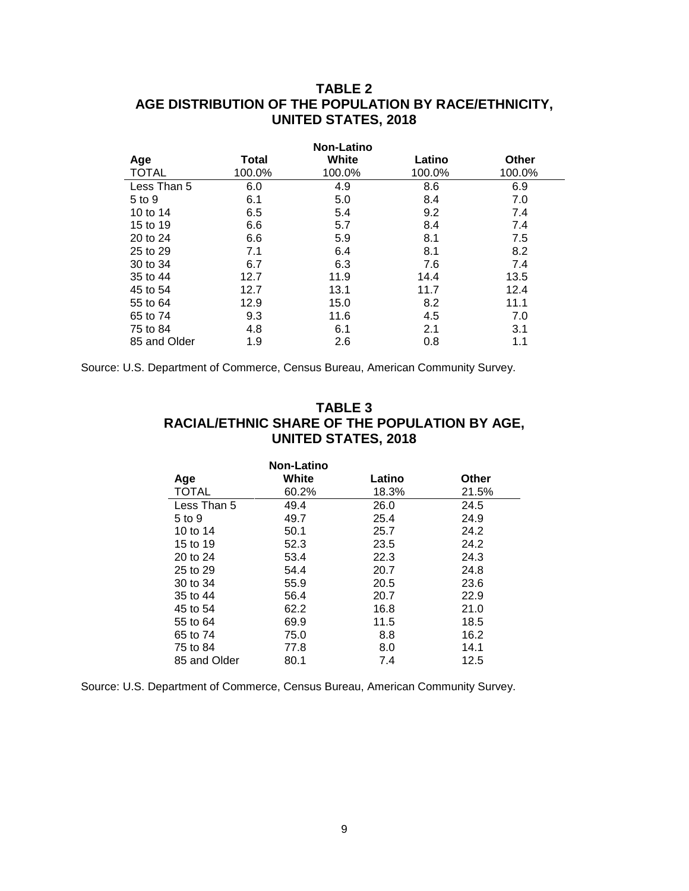## TABLE 2
## AGE DISTRIBUTION OF THE POPULATION BY RACE/ETHNICITY, UNITED STATES, 2018

| Age | Total | Non-Latino White | Latino | Other |
|---|---|---|---|---|
| TOTAL | 100.0% | 100.0% | 100.0% | 100.0% |
| Less Than 5 | 6.0 | 4.9 | 8.6 | 6.9 |
| 5 to 9 | 6.1 | 5.0 | 8.4 | 7.0 |
| 10 to 14 | 6.5 | 5.4 | 9.2 | 7.4 |
| 15 to 19 | 6.6 | 5.7 | 8.4 | 7.4 |
| 20 to 24 | 6.6 | 5.9 | 8.1 | 7.5 |
| 25 to 29 | 7.1 | 6.4 | 8.1 | 8.2 |
| 30 to 34 | 6.7 | 6.3 | 7.6 | 7.4 |
| 35 to 44 | 12.7 | 11.9 | 14.4 | 13.5 |
| 45 to 54 | 12.7 | 13.1 | 11.7 | 12.4 |
| 55 to 64 | 12.9 | 15.0 | 8.2 | 11.1 |
| 65 to 74 | 9.3 | 11.6 | 4.5 | 7.0 |
| 75 to 84 | 4.8 | 6.1 | 2.1 | 3.1 |
| 85 and Older | 1.9 | 2.6 | 0.8 | 1.1 |

Source: U.S. Department of Commerce, Census Bureau, American Community Survey.

## TABLE 3
## RACIAL/ETHNIC SHARE OF THE POPULATION BY AGE, UNITED STATES, 2018

| Age | Non-Latino White | Latino | Other |
|---|---|---|---|
| TOTAL | 60.2% | 18.3% | 21.5% |
| Less Than 5 | 49.4 | 26.0 | 24.5 |
| 5 to 9 | 49.7 | 25.4 | 24.9 |
| 10 to 14 | 50.1 | 25.7 | 24.2 |
| 15 to 19 | 52.3 | 23.5 | 24.2 |
| 20 to 24 | 53.4 | 22.3 | 24.3 |
| 25 to 29 | 54.4 | 20.7 | 24.8 |
| 30 to 34 | 55.9 | 20.5 | 23.6 |
| 35 to 44 | 56.4 | 20.7 | 22.9 |
| 45 to 54 | 62.2 | 16.8 | 21.0 |
| 55 to 64 | 69.9 | 11.5 | 18.5 |
| 65 to 74 | 75.0 | 8.8 | 16.2 |
| 75 to 84 | 77.8 | 8.0 | 14.1 |
| 85 and Older | 80.1 | 7.4 | 12.5 |

Source: U.S. Department of Commerce, Census Bureau, American Community Survey.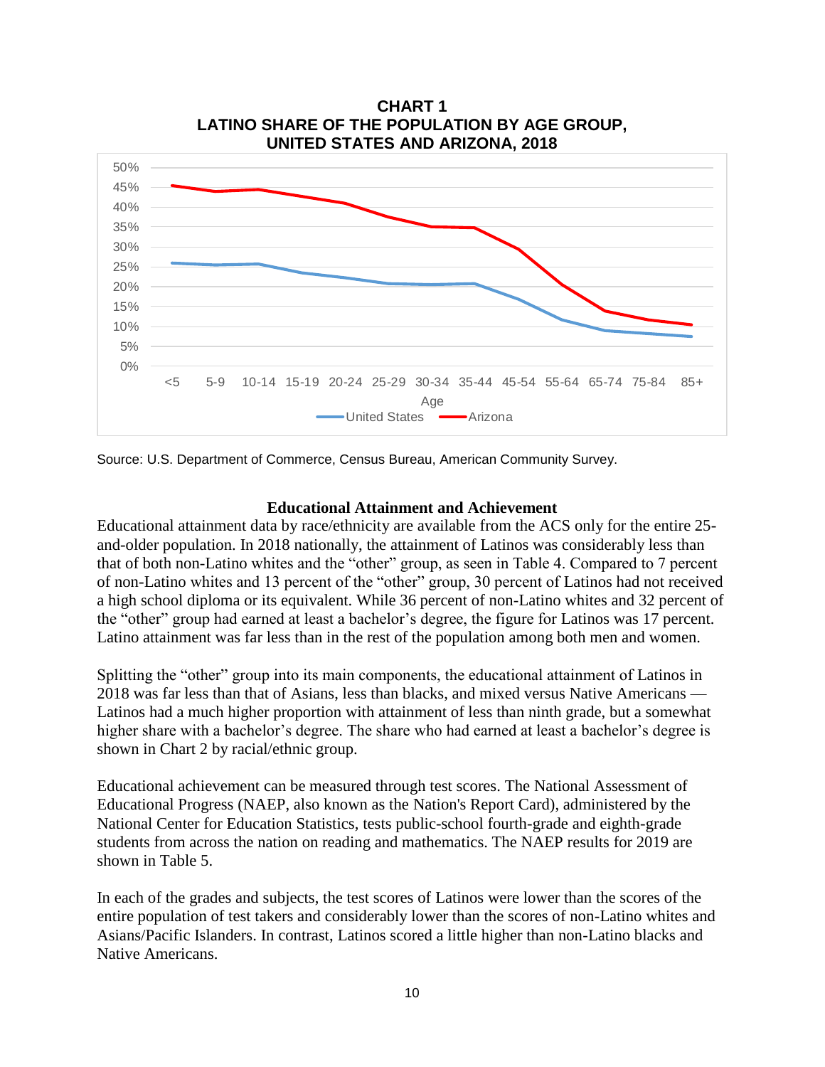**CHART 1**
**LATINO SHARE OF THE POPULATION BY AGE GROUP, UNITED STATES AND ARIZONA, 2018**

Source: U.S. Department of Commerce, Census Bureau, American Community Survey.

### Educational Attainment and Achievement

Educational attainment data by race/ethnicity are available from the ACS only for the entire 25-and-older population. In 2018 nationally, the attainment of Latinos was considerably less than that of both non-Latino whites and the "other" group, as seen in Table 4. Compared to 7 percent of non-Latino whites and 13 percent of the "other" group, 30 percent of Latinos had not received a high school diploma or its equivalent. While 36 percent of non-Latino whites and 32 percent of the "other" group had earned at least a bachelor's degree, the figure for Latinos was 17 percent. Latino attainment was far less than in the rest of the population among both men and women.

Splitting the "other" group into its main components, the educational attainment of Latinos in 2018 was far less than that of Asians, less than blacks, and mixed versus Native Americans — Latinos had a much higher proportion with attainment of less than ninth grade, but a somewhat higher share with a bachelor's degree. The share who had earned at least a bachelor's degree is shown in Chart 2 by racial/ethnic group.

Educational achievement can be measured through test scores. The National Assessment of Educational Progress (NAEP, also known as the Nation's Report Card), administered by the National Center for Education Statistics, tests public-school fourth-grade and eighth-grade students from across the nation on reading and mathematics. The NAEP results for 2019 are shown in Table 5.

In each of the grades and subjects, the test scores of Latinos were lower than the scores of the entire population of test takers and considerably lower than the scores of non-Latino whites and Asians/Pacific Islanders. In contrast, Latinos scored a little higher than non-Latino blacks and Native Americans.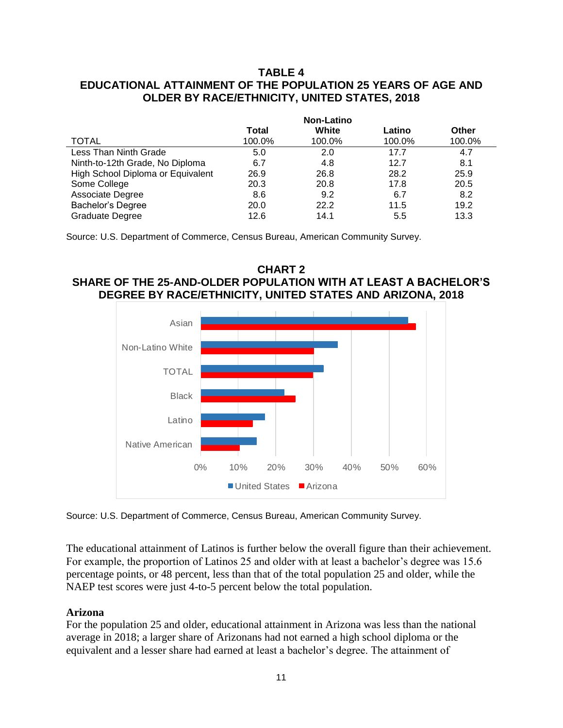**TABLE 4**
**EDUCATIONAL ATTAINMENT OF THE POPULATION 25 YEARS OF AGE AND OLDER BY RACE/ETHNICITY, UNITED STATES, 2018**

| | Total | Non-Latino White | Latino | Other |
|---|---|---|---|---|
| TOTAL | 100.0% | 100.0% | 100.0% | 100.0% |
| Less Than Ninth Grade | 5.0 | 2.0 | 17.7 | 4.7 |
| Ninth-to-12th Grade, No Diploma | 6.7 | 4.8 | 12.7 | 8.1 |
| High School Diploma or Equivalent | 26.9 | 26.8 | 28.2 | 25.9 |
| Some College | 20.3 | 20.8 | 17.8 | 20.5 |
| Associate Degree | 8.6 | 9.2 | 6.7 | 8.2 |
| Bachelor's Degree | 20.0 | 22.2 | 11.5 | 19.2 |
| Graduate Degree | 12.6 | 14.1 | 5.5 | 13.3 |

Source: U.S. Department of Commerce, Census Bureau, American Community Survey.

**CHART 2**
**SHARE OF THE 25-AND-OLDER POPULATION WITH AT LEAST A BACHELOR'S DEGREE BY RACE/ETHNICITY, UNITED STATES AND ARIZONA, 2018**

Source: U.S. Department of Commerce, Census Bureau, American Community Survey.

The educational attainment of Latinos is further below the overall figure than their achievement. For example, the proportion of Latinos 25 and older with at least a bachelor's degree was 15.6 percentage points, or 48 percent, less than that of the total population 25 and older, while the NAEP test scores were just 4-to-5 percent below the total population.

**Arizona**

For the population 25 and older, educational attainment in Arizona was less than the national average in 2018; a larger share of Arizonans had not earned a high school diploma or the equivalent and a lesser share had earned at least a bachelor's degree. The attainment of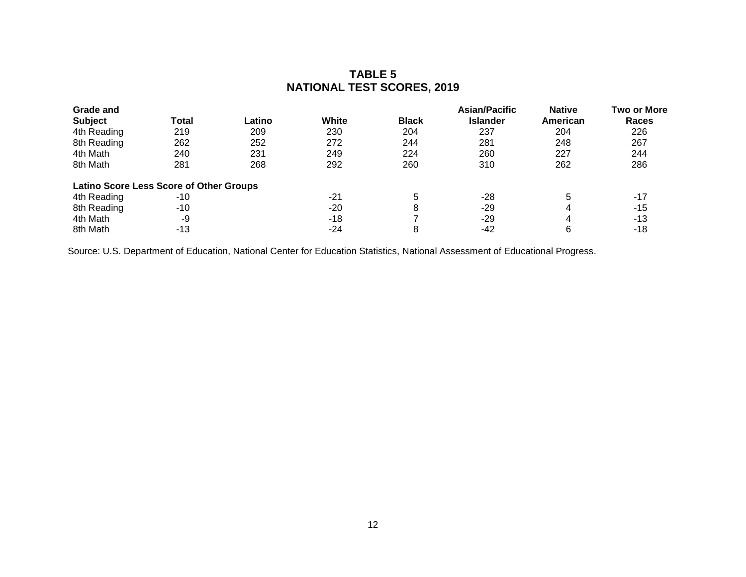# TABLE 5
# NATIONAL TEST SCORES, 2019

| Grade and Subject | Total | Latino | White | Black | Asian/Pacific Islander | Native American | Two or More Races |
|---|---|---|---|---|---|---|---|
| 4th Reading | 219 | 209 | 230 | 204 | 237 | 204 | 226 |
| 8th Reading | 262 | 252 | 272 | 244 | 281 | 248 | 267 |
| 4th Math | 240 | 231 | 249 | 224 | 260 | 227 | 244 |
| 8th Math | 281 | 268 | 292 | 260 | 310 | 262 | 286 |
| **Latino Score Less Score of Other Groups** | | | | | | | |
| 4th Reading | -10 | | -21 | 5 | -28 | 5 | -17 |
| 8th Reading | -10 | | -20 | 8 | -29 | 4 | -15 |
| 4th Math | -9 | | -18 | 7 | -29 | 4 | -13 |
| 8th Math | -13 | | -24 | 8 | -42 | 6 | -18 |

Source: U.S. Department of Education, National Center for Education Statistics, National Assessment of Educational Progress.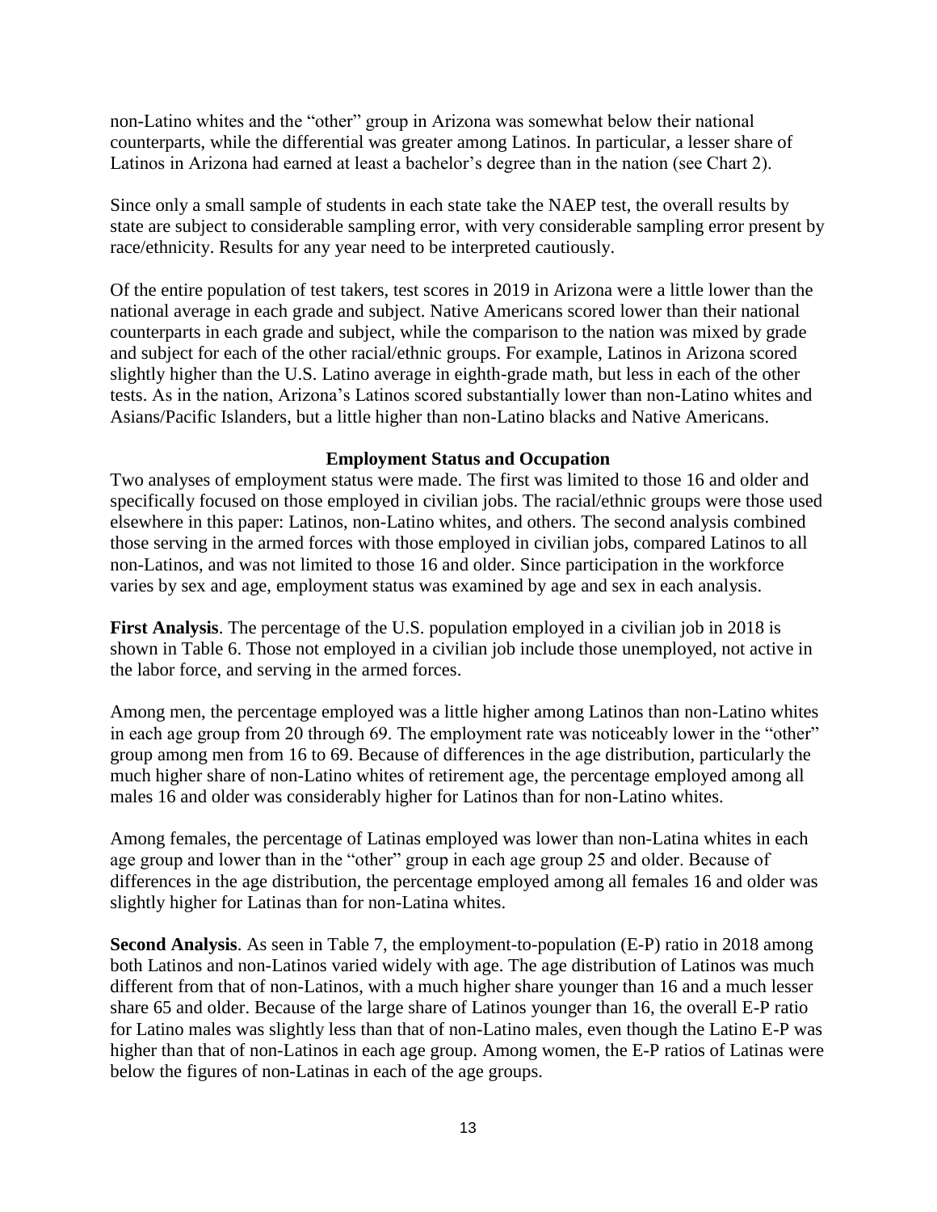non-Latino whites and the "other" group in Arizona was somewhat below their national counterparts, while the differential was greater among Latinos. In particular, a lesser share of Latinos in Arizona had earned at least a bachelor's degree than in the nation (see Chart 2).

Since only a small sample of students in each state take the NAEP test, the overall results by state are subject to considerable sampling error, with very considerable sampling error present by race/ethnicity. Results for any year need to be interpreted cautiously.

Of the entire population of test takers, test scores in 2019 in Arizona were a little lower than the national average in each grade and subject. Native Americans scored lower than their national counterparts in each grade and subject, while the comparison to the nation was mixed by grade and subject for each of the other racial/ethnic groups. For example, Latinos in Arizona scored slightly higher than the U.S. Latino average in eighth-grade math, but less in each of the other tests. As in the nation, Arizona's Latinos scored substantially lower than non-Latino whites and Asians/Pacific Islanders, but a little higher than non-Latino blacks and Native Americans.

## Employment Status and Occupation

Two analyses of employment status were made. The first was limited to those 16 and older and specifically focused on those employed in civilian jobs. The racial/ethnic groups were those used elsewhere in this paper: Latinos, non-Latino whites, and others. The second analysis combined those serving in the armed forces with those employed in civilian jobs, compared Latinos to all non-Latinos, and was not limited to those 16 and older. Since participation in the workforce varies by sex and age, employment status was examined by age and sex in each analysis.

**First Analysis**. The percentage of the U.S. population employed in a civilian job in 2018 is shown in Table 6. Those not employed in a civilian job include those unemployed, not active in the labor force, and serving in the armed forces.

Among men, the percentage employed was a little higher among Latinos than non-Latino whites in each age group from 20 through 69. The employment rate was noticeably lower in the "other" group among men from 16 to 69. Because of differences in the age distribution, particularly the much higher share of non-Latino whites of retirement age, the percentage employed among all males 16 and older was considerably higher for Latinos than for non-Latino whites.

Among females, the percentage of Latinas employed was lower than non-Latina whites in each age group and lower than in the "other" group in each age group 25 and older. Because of differences in the age distribution, the percentage employed among all females 16 and older was slightly higher for Latinas than for non-Latina whites.

**Second Analysis**. As seen in Table 7, the employment-to-population (E-P) ratio in 2018 among both Latinos and non-Latinos varied widely with age. The age distribution of Latinos was much different from that of non-Latinos, with a much higher share younger than 16 and a much lesser share 65 and older. Because of the large share of Latinos younger than 16, the overall E-P ratio for Latino males was slightly less than that of non-Latino males, even though the Latino E-P was higher than that of non-Latinos in each age group. Among women, the E-P ratios of Latinas were below the figures of non-Latinas in each of the age groups.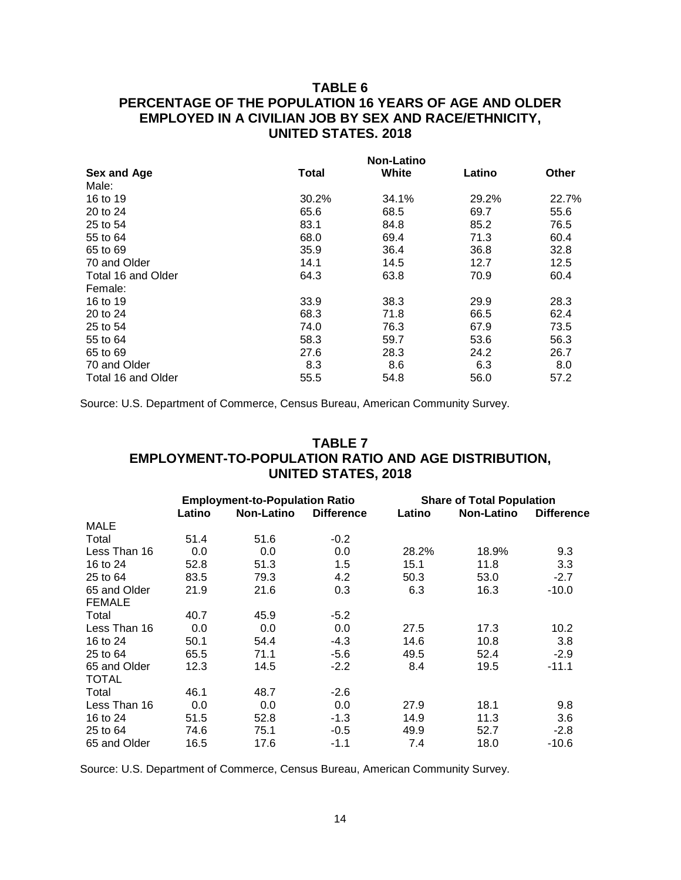## TABLE 6
## PERCENTAGE OF THE POPULATION 16 YEARS OF AGE AND OLDER EMPLOYED IN A CIVILIAN JOB BY SEX AND RACE/ETHNICITY, UNITED STATES. 2018

| Sex and Age | Total | Non-Latino White | Latino | Other |
|---|---|---|---|---|
| Male: | | | | |
| 16 to 19 | 30.2% | 34.1% | 29.2% | 22.7% |
| 20 to 24 | 65.6 | 68.5 | 69.7 | 55.6 |
| 25 to 54 | 83.1 | 84.8 | 85.2 | 76.5 |
| 55 to 64 | 68.0 | 69.4 | 71.3 | 60.4 |
| 65 to 69 | 35.9 | 36.4 | 36.8 | 32.8 |
| 70 and Older | 14.1 | 14.5 | 12.7 | 12.5 |
| Total 16 and Older | 64.3 | 63.8 | 70.9 | 60.4 |
| Female: | | | | |
| 16 to 19 | 33.9 | 38.3 | 29.9 | 28.3 |
| 20 to 24 | 68.3 | 71.8 | 66.5 | 62.4 |
| 25 to 54 | 74.0 | 76.3 | 67.9 | 73.5 |
| 55 to 64 | 58.3 | 59.7 | 53.6 | 56.3 |
| 65 to 69 | 27.6 | 28.3 | 24.2 | 26.7 |
| 70 and Older | 8.3 | 8.6 | 6.3 | 8.0 |
| Total 16 and Older | 55.5 | 54.8 | 56.0 | 57.2 |

Source: U.S. Department of Commerce, Census Bureau, American Community Survey.

## TABLE 7
## EMPLOYMENT-TO-POPULATION RATIO AND AGE DISTRIBUTION, UNITED STATES, 2018

| | Employment-to-Population Ratio | | | Share of Total Population | | |
|---|---|---|---|---|---|---|
| | Latino | Non-Latino | Difference | Latino | Non-Latino | Difference |
| MALE | | | | | | |
| Total | 51.4 | 51.6 | -0.2 | | | |
| Less Than 16 | 0.0 | 0.0 | 0.0 | 28.2% | 18.9% | 9.3 |
| 16 to 24 | 52.8 | 51.3 | 1.5 | 15.1 | 11.8 | 3.3 |
| 25 to 64 | 83.5 | 79.3 | 4.2 | 50.3 | 53.0 | -2.7 |
| 65 and Older | 21.9 | 21.6 | 0.3 | 6.3 | 16.3 | -10.0 |
| FEMALE | | | | | | |
| Total | 40.7 | 45.9 | -5.2 | | | |
| Less Than 16 | 0.0 | 0.0 | 0.0 | 27.5 | 17.3 | 10.2 |
| 16 to 24 | 50.1 | 54.4 | -4.3 | 14.6 | 10.8 | 3.8 |
| 25 to 64 | 65.5 | 71.1 | -5.6 | 49.5 | 52.4 | -2.9 |
| 65 and Older | 12.3 | 14.5 | -2.2 | 8.4 | 19.5 | -11.1 |
| TOTAL | | | | | | |
| Total | 46.1 | 48.7 | -2.6 | | | |
| Less Than 16 | 0.0 | 0.0 | 0.0 | 27.9 | 18.1 | 9.8 |
| 16 to 24 | 51.5 | 52.8 | -1.3 | 14.9 | 11.3 | 3.6 |
| 25 to 64 | 74.6 | 75.1 | -0.5 | 49.9 | 52.7 | -2.8 |
| 65 and Older | 16.5 | 17.6 | -1.1 | 7.4 | 18.0 | -10.6 |

Source: U.S. Department of Commerce, Census Bureau, American Community Survey.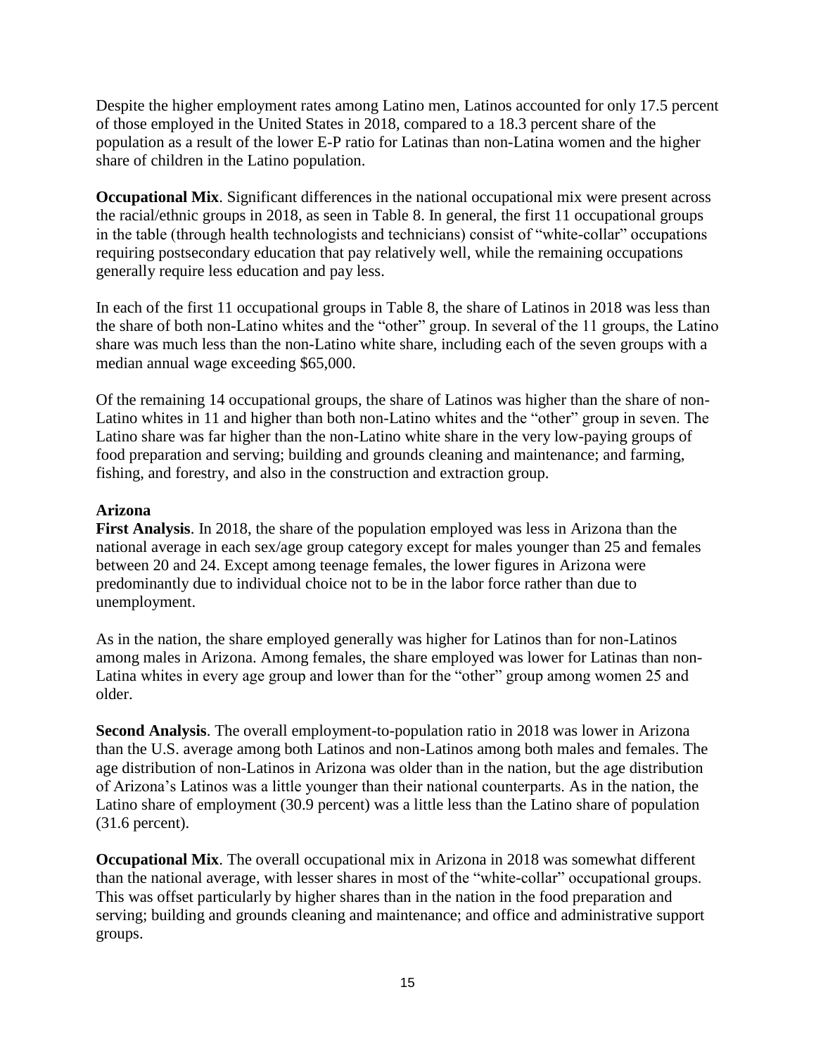Despite the higher employment rates among Latino men, Latinos accounted for only 17.5 percent of those employed in the United States in 2018, compared to a 18.3 percent share of the population as a result of the lower E-P ratio for Latinas than non-Latina women and the higher share of children in the Latino population.

**Occupational Mix**. Significant differences in the national occupational mix were present across the racial/ethnic groups in 2018, as seen in Table 8. In general, the first 11 occupational groups in the table (through health technologists and technicians) consist of "white-collar" occupations requiring postsecondary education that pay relatively well, while the remaining occupations generally require less education and pay less.

In each of the first 11 occupational groups in Table 8, the share of Latinos in 2018 was less than the share of both non-Latino whites and the "other" group. In several of the 11 groups, the Latino share was much less than the non-Latino white share, including each of the seven groups with a median annual wage exceeding $65,000.

Of the remaining 14 occupational groups, the share of Latinos was higher than the share of non-Latino whites in 11 and higher than both non-Latino whites and the "other" group in seven. The Latino share was far higher than the non-Latino white share in the very low-paying groups of food preparation and serving; building and grounds cleaning and maintenance; and farming, fishing, and forestry, and also in the construction and extraction group.

### Arizona

**First Analysis**. In 2018, the share of the population employed was less in Arizona than the national average in each sex/age group category except for males younger than 25 and females between 20 and 24. Except among teenage females, the lower figures in Arizona were predominantly due to individual choice not to be in the labor force rather than due to unemployment.

As in the nation, the share employed generally was higher for Latinos than for non-Latinos among males in Arizona. Among females, the share employed was lower for Latinas than non-Latina whites in every age group and lower than for the "other" group among women 25 and older.

**Second Analysis**. The overall employment-to-population ratio in 2018 was lower in Arizona than the U.S. average among both Latinos and non-Latinos among both males and females. The age distribution of non-Latinos in Arizona was older than in the nation, but the age distribution of Arizona's Latinos was a little younger than their national counterparts. As in the nation, the Latino share of employment (30.9 percent) was a little less than the Latino share of population (31.6 percent).

**Occupational Mix**. The overall occupational mix in Arizona in 2018 was somewhat different than the national average, with lesser shares in most of the "white-collar" occupational groups. This was offset particularly by higher shares than in the nation in the food preparation and serving; building and grounds cleaning and maintenance; and office and administrative support groups.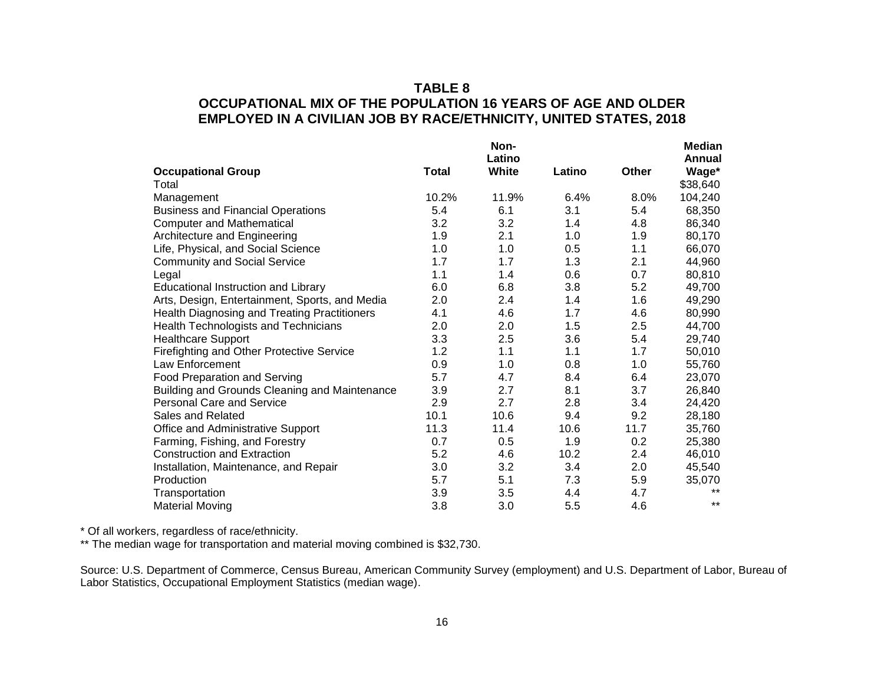## TABLE 8

## OCCUPATIONAL MIX OF THE POPULATION 16 YEARS OF AGE AND OLDER EMPLOYED IN A CIVILIAN JOB BY RACE/ETHNICITY, UNITED STATES, 2018

| Occupational Group | Total | Non-Latino White | Latino | Other | Median Annual Wage* |
|---|---|---|---|---|---|
| Total | | | | | $38,640 |
| Management | 10.2% | 11.9% | 6.4% | 8.0% | 104,240 |
| Business and Financial Operations | 5.4 | 6.1 | 3.1 | 5.4 | 68,350 |
| Computer and Mathematical | 3.2 | 3.2 | 1.4 | 4.8 | 86,340 |
| Architecture and Engineering | 1.9 | 2.1 | 1.0 | 1.9 | 80,170 |
| Life, Physical, and Social Science | 1.0 | 1.0 | 0.5 | 1.1 | 66,070 |
| Community and Social Service | 1.7 | 1.7 | 1.3 | 2.1 | 44,960 |
| Legal | 1.1 | 1.4 | 0.6 | 0.7 | 80,810 |
| Educational Instruction and Library | 6.0 | 6.8 | 3.8 | 5.2 | 49,700 |
| Arts, Design, Entertainment, Sports, and Media | 2.0 | 2.4 | 1.4 | 1.6 | 49,290 |
| Health Diagnosing and Treating Practitioners | 4.1 | 4.6 | 1.7 | 4.6 | 80,990 |
| Health Technologists and Technicians | 2.0 | 2.0 | 1.5 | 2.5 | 44,700 |
| Healthcare Support | 3.3 | 2.5 | 3.6 | 5.4 | 29,740 |
| Firefighting and Other Protective Service | 1.2 | 1.1 | 1.1 | 1.7 | 50,010 |
| Law Enforcement | 0.9 | 1.0 | 0.8 | 1.0 | 55,760 |
| Food Preparation and Serving | 5.7 | 4.7 | 8.4 | 6.4 | 23,070 |
| Building and Grounds Cleaning and Maintenance | 3.9 | 2.7 | 8.1 | 3.7 | 26,840 |
| Personal Care and Service | 2.9 | 2.7 | 2.8 | 3.4 | 24,420 |
| Sales and Related | 10.1 | 10.6 | 9.4 | 9.2 | 28,180 |
| Office and Administrative Support | 11.3 | 11.4 | 10.6 | 11.7 | 35,760 |
| Farming, Fishing, and Forestry | 0.7 | 0.5 | 1.9 | 0.2 | 25,380 |
| Construction and Extraction | 5.2 | 4.6 | 10.2 | 2.4 | 46,010 |
| Installation, Maintenance, and Repair | 3.0 | 3.2 | 3.4 | 2.0 | 45,540 |
| Production | 5.7 | 5.1 | 7.3 | 5.9 | 35,070 |
| Transportation | 3.9 | 3.5 | 4.4 | 4.7 | ** |
| Material Moving | 3.8 | 3.0 | 5.5 | 4.6 | ** |

* Of all workers, regardless of race/ethnicity.

** The median wage for transportation and material moving combined is $32,730.

Source: U.S. Department of Commerce, Census Bureau, American Community Survey (employment) and U.S. Department of Labor, Bureau of Labor Statistics, Occupational Employment Statistics (median wage).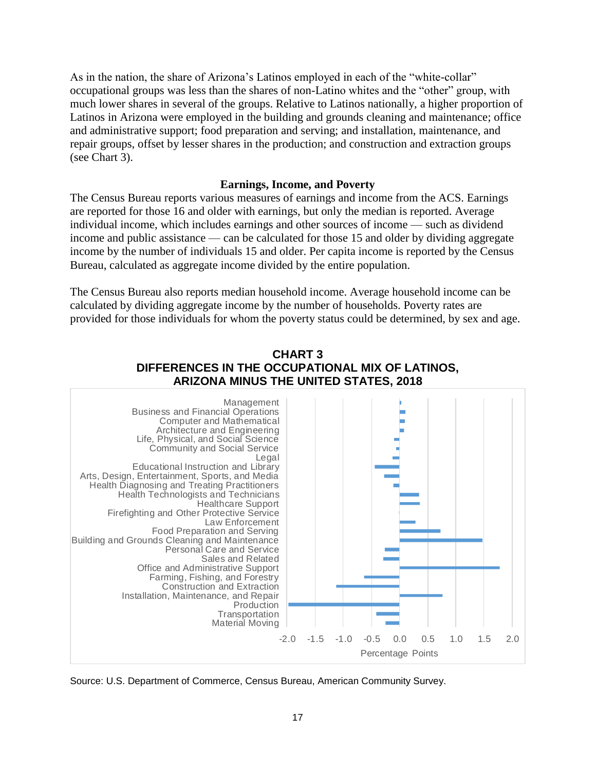As in the nation, the share of Arizona's Latinos employed in each of the "white-collar" occupational groups was less than the shares of non-Latino whites and the "other" group, with much lower shares in several of the groups. Relative to Latinos nationally, a higher proportion of Latinos in Arizona were employed in the building and grounds cleaning and maintenance; office and administrative support; food preparation and serving; and installation, maintenance, and repair groups, offset by lesser shares in the production; and construction and extraction groups (see Chart 3).

### Earnings, Income, and Poverty

The Census Bureau reports various measures of earnings and income from the ACS. Earnings are reported for those 16 and older with earnings, but only the median is reported. Average individual income, which includes earnings and other sources of income — such as dividend income and public assistance — can be calculated for those 15 and older by dividing aggregate income by the number of individuals 15 and older. Per capita income is reported by the Census Bureau, calculated as aggregate income divided by the entire population.

The Census Bureau also reports median household income. Average household income can be calculated by dividing aggregate income by the number of households. Poverty rates are provided for those individuals for whom the poverty status could be determined, by sex and age.

**CHART 3**
**DIFFERENCES IN THE OCCUPATIONAL MIX OF LATINOS, ARIZONA MINUS THE UNITED STATES, 2018**

Source: U.S. Department of Commerce, Census Bureau, American Community Survey.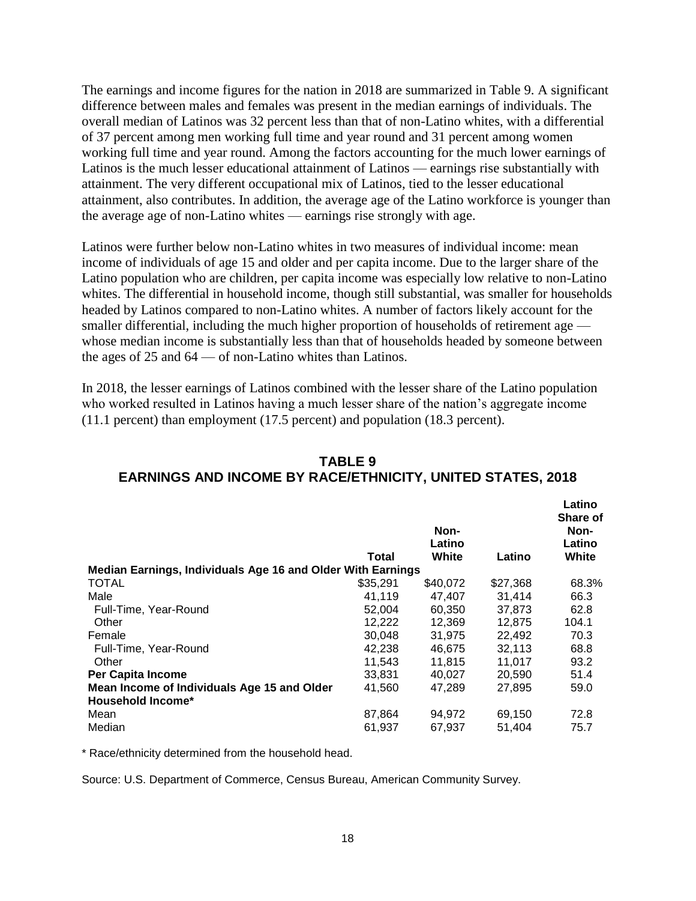The earnings and income figures for the nation in 2018 are summarized in Table 9. A significant difference between males and females was present in the median earnings of individuals. The overall median of Latinos was 32 percent less than that of non-Latino whites, with a differential of 37 percent among men working full time and year round and 31 percent among women working full time and year round. Among the factors accounting for the much lower earnings of Latinos is the much lesser educational attainment of Latinos — earnings rise substantially with attainment. The very different occupational mix of Latinos, tied to the lesser educational attainment, also contributes. In addition, the average age of the Latino workforce is younger than the average age of non-Latino whites — earnings rise strongly with age.

Latinos were further below non-Latino whites in two measures of individual income: mean income of individuals of age 15 and older and per capita income. Due to the larger share of the Latino population who are children, per capita income was especially low relative to non-Latino whites. The differential in household income, though still substantial, was smaller for households headed by Latinos compared to non-Latino whites. A number of factors likely account for the smaller differential, including the much higher proportion of households of retirement age — whose median income is substantially less than that of households headed by someone between the ages of 25 and 64 — of non-Latino whites than Latinos.

In 2018, the lesser earnings of Latinos combined with the lesser share of the Latino population who worked resulted in Latinos having a much lesser share of the nation's aggregate income (11.1 percent) than employment (17.5 percent) and population (18.3 percent).

## TABLE 9
## EARNINGS AND INCOME BY RACE/ETHNICITY, UNITED STATES, 2018

| | Total | Non-Latino White | Latino | Latino Share of Non-Latino White |
|---|---|---|---|---|
| **Median Earnings, Individuals Age 16 and Older With Earnings** | | | | |
| TOTAL | $35,291 | $40,072 | $27,368 | 68.3% |
| Male | 41,119 | 47,407 | 31,414 | 66.3 |
| Full-Time, Year-Round | 52,004 | 60,350 | 37,873 | 62.8 |
| Other | 12,222 | 12,369 | 12,875 | 104.1 |
| Female | 30,048 | 31,975 | 22,492 | 70.3 |
| Full-Time, Year-Round | 42,238 | 46,675 | 32,113 | 68.8 |
| Other | 11,543 | 11,815 | 11,017 | 93.2 |
| **Per Capita Income** | 33,831 | 40,027 | 20,590 | 51.4 |
| **Mean Income of Individuals Age 15 and Older** | 41,560 | 47,289 | 27,895 | 59.0 |
| **Household Income*** | | | | |
| Mean | 87,864 | 94,972 | 69,150 | 72.8 |
| Median | 61,937 | 67,937 | 51,404 | 75.7 |

* Race/ethnicity determined from the household head.

Source: U.S. Department of Commerce, Census Bureau, American Community Survey.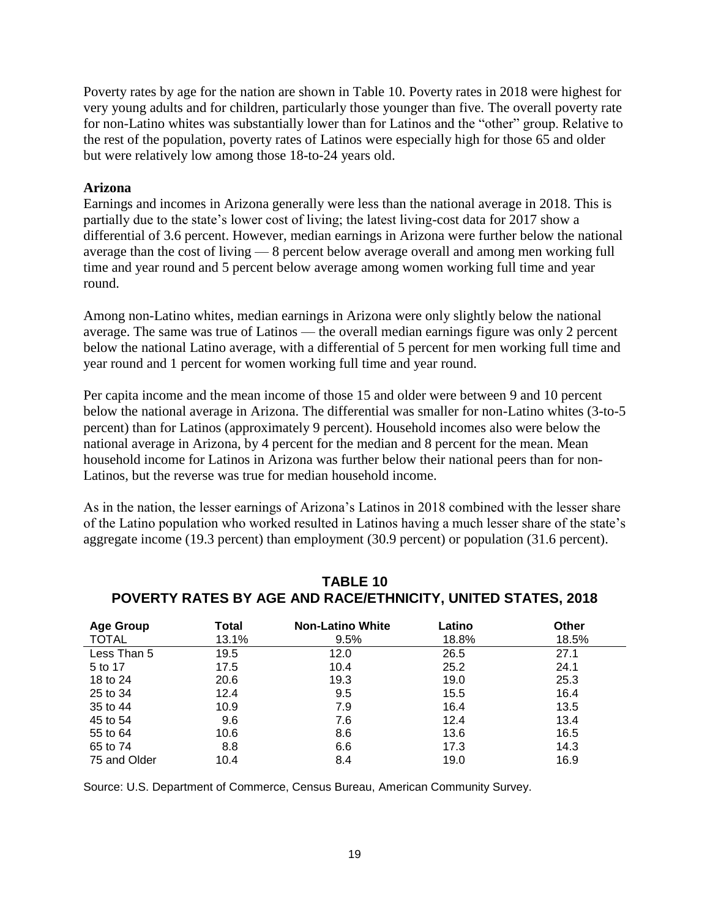Poverty rates by age for the nation are shown in Table 10. Poverty rates in 2018 were highest for very young adults and for children, particularly those younger than five. The overall poverty rate for non-Latino whites was substantially lower than for Latinos and the "other" group. Relative to the rest of the population, poverty rates of Latinos were especially high for those 65 and older but were relatively low among those 18-to-24 years old.

**Arizona**

Earnings and incomes in Arizona generally were less than the national average in 2018. This is partially due to the state's lower cost of living; the latest living-cost data for 2017 show a differential of 3.6 percent. However, median earnings in Arizona were further below the national average than the cost of living — 8 percent below average overall and among men working full time and year round and 5 percent below average among women working full time and year round.

Among non-Latino whites, median earnings in Arizona were only slightly below the national average. The same was true of Latinos — the overall median earnings figure was only 2 percent below the national Latino average, with a differential of 5 percent for men working full time and year round and 1 percent for women working full time and year round.

Per capita income and the mean income of those 15 and older were between 9 and 10 percent below the national average in Arizona. The differential was smaller for non-Latino whites (3-to-5 percent) than for Latinos (approximately 9 percent). Household incomes also were below the national average in Arizona, by 4 percent for the median and 8 percent for the mean. Mean household income for Latinos in Arizona was further below their national peers than for non-Latinos, but the reverse was true for median household income.

As in the nation, the lesser earnings of Arizona's Latinos in 2018 combined with the lesser share of the Latino population who worked resulted in Latinos having a much lesser share of the state's aggregate income (19.3 percent) than employment (30.9 percent) or population (31.6 percent).

**TABLE 10**
**POVERTY RATES BY AGE AND RACE/ETHNICITY, UNITED STATES, 2018**

| Age Group | Total | Non-Latino White | Latino | Other |
|---|---|---|---|---|
| TOTAL | 13.1% | 9.5% | 18.8% | 18.5% |
| Less Than 5 | 19.5 | 12.0 | 26.5 | 27.1 |
| 5 to 17 | 17.5 | 10.4 | 25.2 | 24.1 |
| 18 to 24 | 20.6 | 19.3 | 19.0 | 25.3 |
| 25 to 34 | 12.4 | 9.5 | 15.5 | 16.4 |
| 35 to 44 | 10.9 | 7.9 | 16.4 | 13.5 |
| 45 to 54 | 9.6 | 7.6 | 12.4 | 13.4 |
| 55 to 64 | 10.6 | 8.6 | 13.6 | 16.5 |
| 65 to 74 | 8.8 | 6.6 | 17.3 | 14.3 |
| 75 and Older | 10.4 | 8.4 | 19.0 | 16.9 |

Source: U.S. Department of Commerce, Census Bureau, American Community Survey.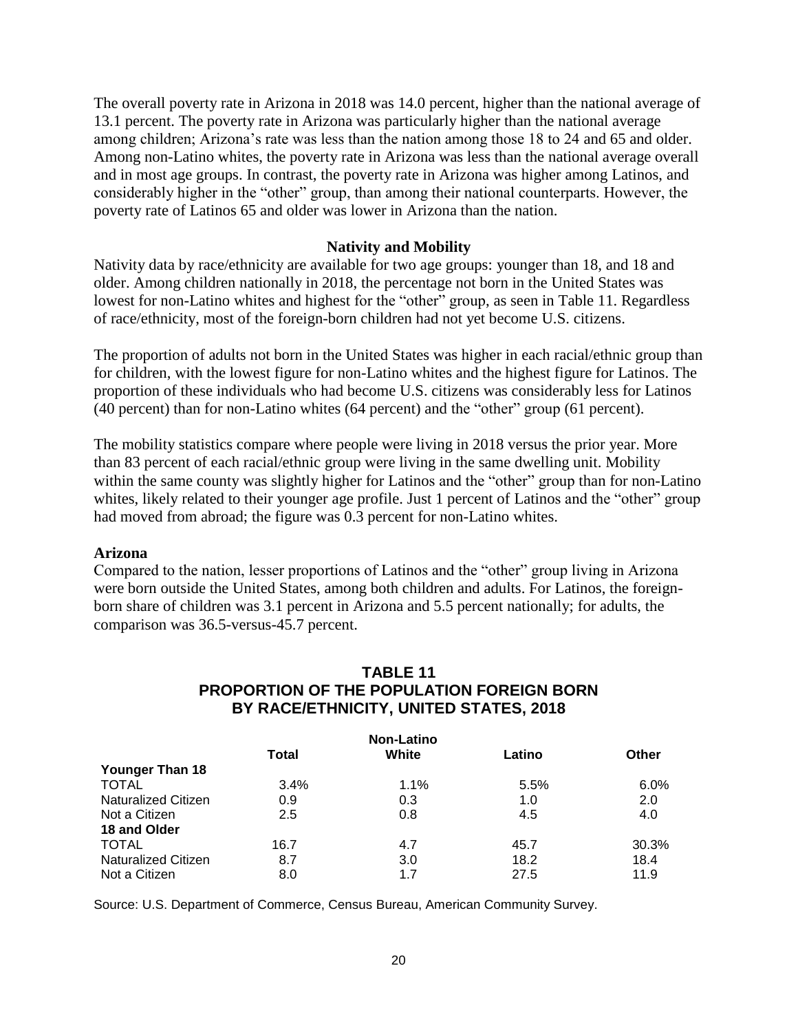The overall poverty rate in Arizona in 2018 was 14.0 percent, higher than the national average of 13.1 percent. The poverty rate in Arizona was particularly higher than the national average among children; Arizona's rate was less than the nation among those 18 to 24 and 65 and older. Among non-Latino whites, the poverty rate in Arizona was less than the national average overall and in most age groups. In contrast, the poverty rate in Arizona was higher among Latinos, and considerably higher in the "other" group, than among their national counterparts. However, the poverty rate of Latinos 65 and older was lower in Arizona than the nation.

### Nativity and Mobility

Nativity data by race/ethnicity are available for two age groups: younger than 18, and 18 and older. Among children nationally in 2018, the percentage not born in the United States was lowest for non-Latino whites and highest for the "other" group, as seen in Table 11. Regardless of race/ethnicity, most of the foreign-born children had not yet become U.S. citizens.

The proportion of adults not born in the United States was higher in each racial/ethnic group than for children, with the lowest figure for non-Latino whites and the highest figure for Latinos. The proportion of these individuals who had become U.S. citizens was considerably less for Latinos (40 percent) than for non-Latino whites (64 percent) and the "other" group (61 percent).

The mobility statistics compare where people were living in 2018 versus the prior year. More than 83 percent of each racial/ethnic group were living in the same dwelling unit. Mobility within the same county was slightly higher for Latinos and the "other" group than for non-Latino whites, likely related to their younger age profile. Just 1 percent of Latinos and the "other" group had moved from abroad; the figure was 0.3 percent for non-Latino whites.

#### Arizona

Compared to the nation, lesser proportions of Latinos and the "other" group living in Arizona were born outside the United States, among both children and adults. For Latinos, the foreign-born share of children was 3.1 percent in Arizona and 5.5 percent nationally; for adults, the comparison was 36.5-versus-45.7 percent.

### TABLE 11
### PROPORTION OF THE POPULATION FOREIGN BORN BY RACE/ETHNICITY, UNITED STATES, 2018

| | Total | Non-Latino White | Latino | Other |
|---|---|---|---|---|
| **Younger Than 18** | | | | |
| TOTAL | 3.4% | 1.1% | 5.5% | 6.0% |
| Naturalized Citizen | 0.9 | 0.3 | 1.0 | 2.0 |
| Not a Citizen | 2.5 | 0.8 | 4.5 | 4.0 |
| **18 and Older** | | | | |
| TOTAL | 16.7 | 4.7 | 45.7 | 30.3% |
| Naturalized Citizen | 8.7 | 3.0 | 18.2 | 18.4 |
| Not a Citizen | 8.0 | 1.7 | 27.5 | 11.9 |

Source: U.S. Department of Commerce, Census Bureau, American Community Survey.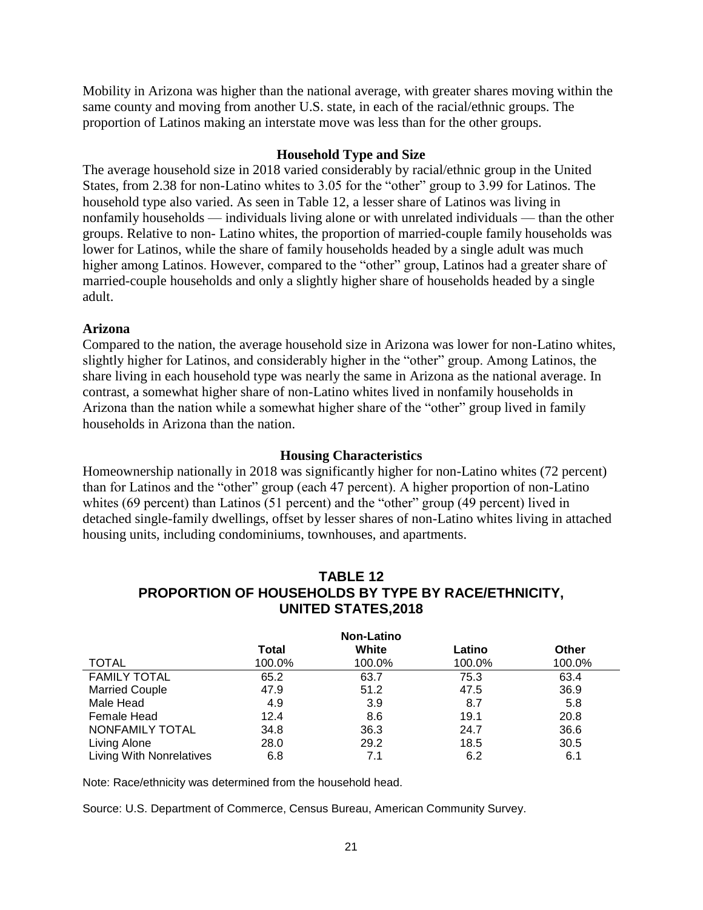Mobility in Arizona was higher than the national average, with greater shares moving within the same county and moving from another U.S. state, in each of the racial/ethnic groups. The proportion of Latinos making an interstate move was less than for the other groups.

## Household Type and Size

The average household size in 2018 varied considerably by racial/ethnic group in the United States, from 2.38 for non-Latino whites to 3.05 for the "other" group to 3.99 for Latinos. The household type also varied. As seen in Table 12, a lesser share of Latinos was living in nonfamily households — individuals living alone or with unrelated individuals — than the other groups. Relative to non- Latino whites, the proportion of married-couple family households was lower for Latinos, while the share of family households headed by a single adult was much higher among Latinos. However, compared to the "other" group, Latinos had a greater share of married-couple households and only a slightly higher share of households headed by a single adult.

### Arizona

Compared to the nation, the average household size in Arizona was lower for non-Latino whites, slightly higher for Latinos, and considerably higher in the "other" group. Among Latinos, the share living in each household type was nearly the same in Arizona as the national average. In contrast, a somewhat higher share of non-Latino whites lived in nonfamily households in Arizona than the nation while a somewhat higher share of the "other" group lived in family households in Arizona than the nation.

## Housing Characteristics

Homeownership nationally in 2018 was significantly higher for non-Latino whites (72 percent) than for Latinos and the "other" group (each 47 percent). A higher proportion of non-Latino whites (69 percent) than Latinos (51 percent) and the "other" group (49 percent) lived in detached single-family dwellings, offset by lesser shares of non-Latino whites living in attached housing units, including condominiums, townhouses, and apartments.

### TABLE 12
### PROPORTION OF HOUSEHOLDS BY TYPE BY RACE/ETHNICITY, UNITED STATES,2018

| | Total | Non-Latino White | Latino | Other |
|---|---|---|---|---|
| TOTAL | 100.0% | 100.0% | 100.0% | 100.0% |
| FAMILY TOTAL | 65.2 | 63.7 | 75.3 | 63.4 |
| Married Couple | 47.9 | 51.2 | 47.5 | 36.9 |
| Male Head | 4.9 | 3.9 | 8.7 | 5.8 |
| Female Head | 12.4 | 8.6 | 19.1 | 20.8 |
| NONFAMILY TOTAL | 34.8 | 36.3 | 24.7 | 36.6 |
| Living Alone | 28.0 | 29.2 | 18.5 | 30.5 |
| Living With Nonrelatives | 6.8 | 7.1 | 6.2 | 6.1 |

Note: Race/ethnicity was determined from the household head.

Source: U.S. Department of Commerce, Census Bureau, American Community Survey.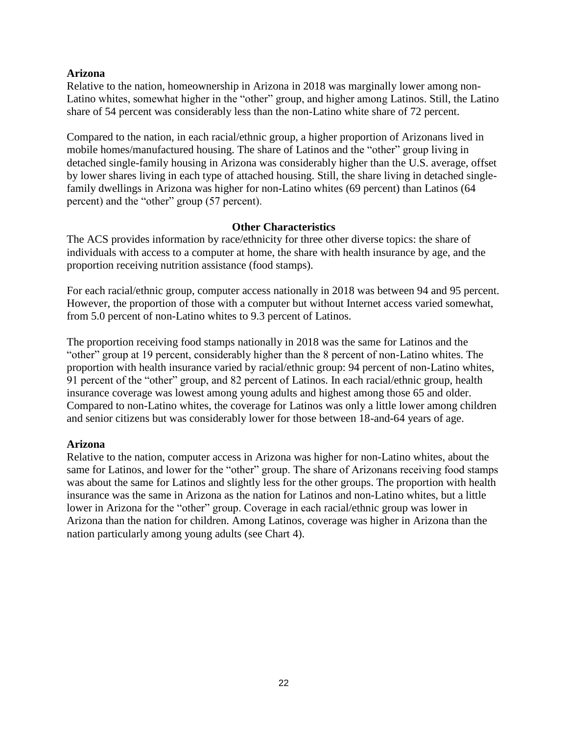**Arizona**

Relative to the nation, homeownership in Arizona in 2018 was marginally lower among non-Latino whites, somewhat higher in the "other" group, and higher among Latinos. Still, the Latino share of 54 percent was considerably less than the non-Latino white share of 72 percent.

Compared to the nation, in each racial/ethnic group, a higher proportion of Arizonans lived in mobile homes/manufactured housing. The share of Latinos and the "other" group living in detached single-family housing in Arizona was considerably higher than the U.S. average, offset by lower shares living in each type of attached housing. Still, the share living in detached single-family dwellings in Arizona was higher for non-Latino whites (69 percent) than Latinos (64 percent) and the "other" group (57 percent).

## Other Characteristics

The ACS provides information by race/ethnicity for three other diverse topics: the share of individuals with access to a computer at home, the share with health insurance by age, and the proportion receiving nutrition assistance (food stamps).

For each racial/ethnic group, computer access nationally in 2018 was between 94 and 95 percent. However, the proportion of those with a computer but without Internet access varied somewhat, from 5.0 percent of non-Latino whites to 9.3 percent of Latinos.

The proportion receiving food stamps nationally in 2018 was the same for Latinos and the "other" group at 19 percent, considerably higher than the 8 percent of non-Latino whites. The proportion with health insurance varied by racial/ethnic group: 94 percent of non-Latino whites, 91 percent of the "other" group, and 82 percent of Latinos. In each racial/ethnic group, health insurance coverage was lowest among young adults and highest among those 65 and older. Compared to non-Latino whites, the coverage for Latinos was only a little lower among children and senior citizens but was considerably lower for those between 18-and-64 years of age.

**Arizona**

Relative to the nation, computer access in Arizona was higher for non-Latino whites, about the same for Latinos, and lower for the "other" group. The share of Arizonans receiving food stamps was about the same for Latinos and slightly less for the other groups. The proportion with health insurance was the same in Arizona as the nation for Latinos and non-Latino whites, but a little lower in Arizona for the "other" group. Coverage in each racial/ethnic group was lower in Arizona than the nation for children. Among Latinos, coverage was higher in Arizona than the nation particularly among young adults (see Chart 4).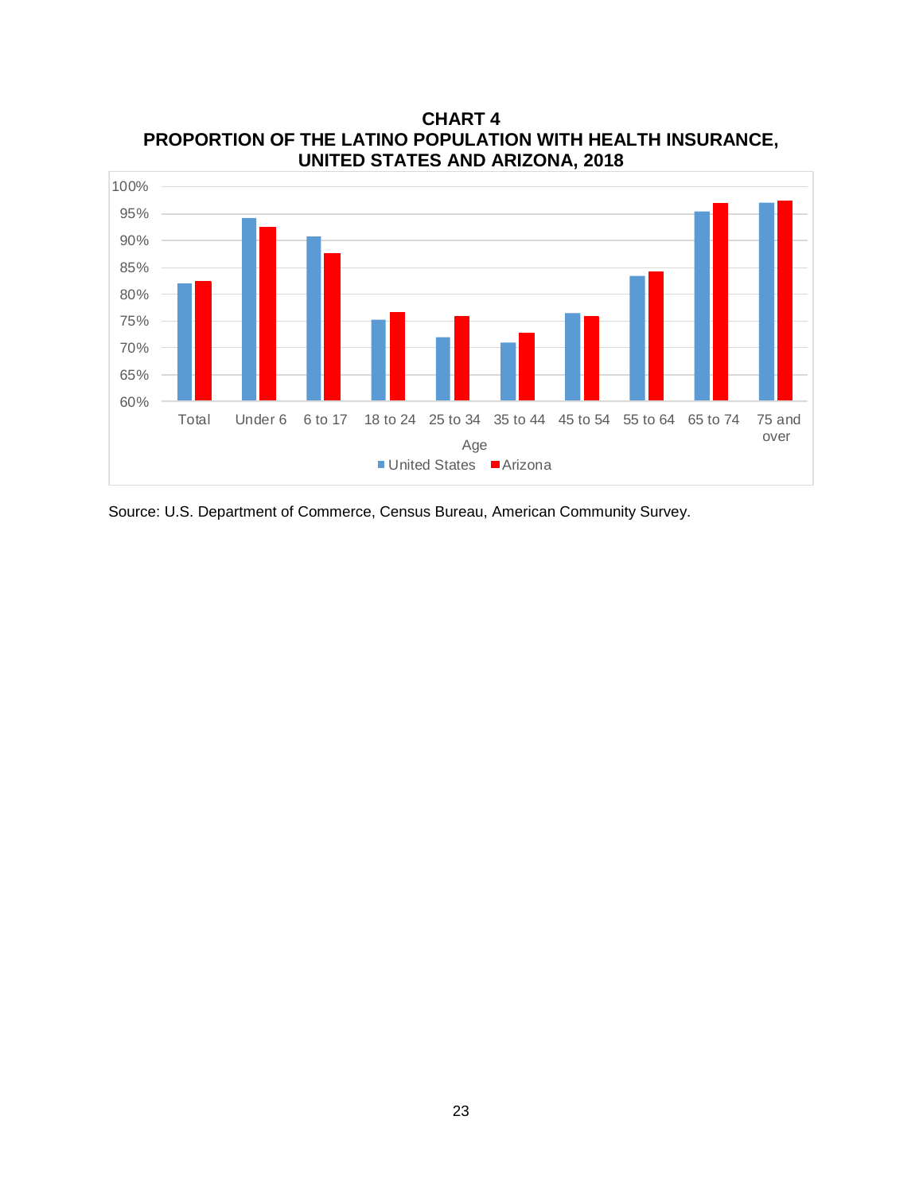**CHART 4**
**PROPORTION OF THE LATINO POPULATION WITH HEALTH INSURANCE, UNITED STATES AND ARIZONA, 2018**

Source: U.S. Department of Commerce, Census Bureau, American Community Survey.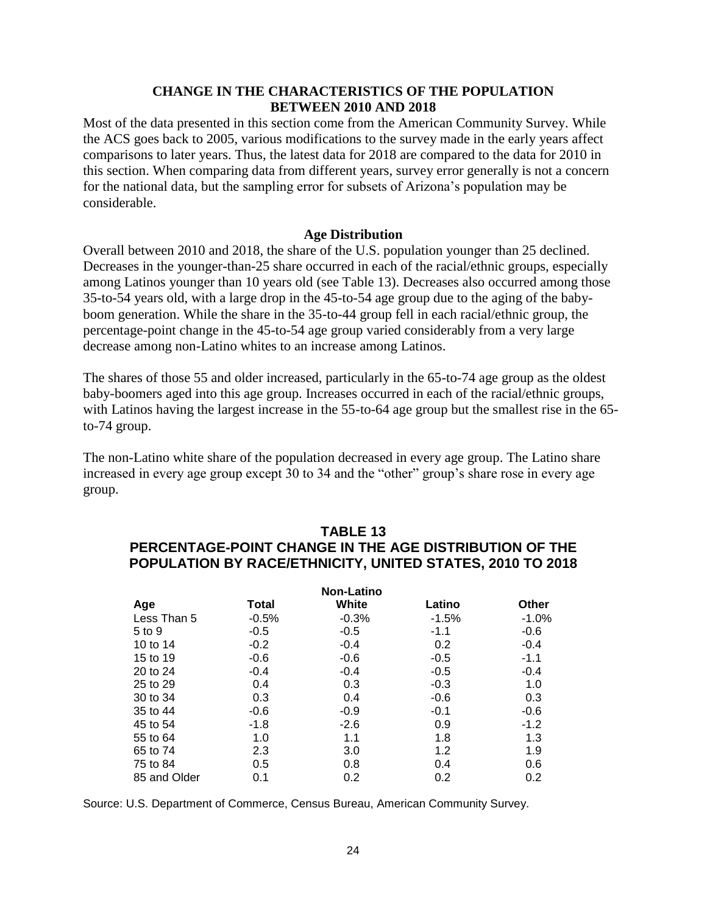## CHANGE IN THE CHARACTERISTICS OF THE POPULATION BETWEEN 2010 AND 2018

Most of the data presented in this section come from the American Community Survey. While the ACS goes back to 2005, various modifications to the survey made in the early years affect comparisons to later years. Thus, the latest data for 2018 are compared to the data for 2010 in this section. When comparing data from different years, survey error generally is not a concern for the national data, but the sampling error for subsets of Arizona's population may be considerable.

### Age Distribution

Overall between 2010 and 2018, the share of the U.S. population younger than 25 declined. Decreases in the younger-than-25 share occurred in each of the racial/ethnic groups, especially among Latinos younger than 10 years old (see Table 13). Decreases also occurred among those 35-to-54 years old, with a large drop in the 45-to-54 age group due to the aging of the baby-boom generation. While the share in the 35-to-44 group fell in each racial/ethnic group, the percentage-point change in the 45-to-54 age group varied considerably from a very large decrease among non-Latino whites to an increase among Latinos.

The shares of those 55 and older increased, particularly in the 65-to-74 age group as the oldest baby-boomers aged into this age group. Increases occurred in each of the racial/ethnic groups, with Latinos having the largest increase in the 55-to-64 age group but the smallest rise in the 65-to-74 group.

The non-Latino white share of the population decreased in every age group. The Latino share increased in every age group except 30 to 34 and the "other" group's share rose in every age group.

### TABLE 13
### PERCENTAGE-POINT CHANGE IN THE AGE DISTRIBUTION OF THE POPULATION BY RACE/ETHNICITY, UNITED STATES, 2010 TO 2018

| Age | Total | Non-Latino White | Latino | Other |
|---|---|---|---|---|
| Less Than 5 | -0.5% | -0.3% | -1.5% | -1.0% |
| 5 to 9 | -0.5 | -0.5 | -1.1 | -0.6 |
| 10 to 14 | -0.2 | -0.4 | 0.2 | -0.4 |
| 15 to 19 | -0.6 | -0.6 | -0.5 | -1.1 |
| 20 to 24 | -0.4 | -0.4 | -0.5 | -0.4 |
| 25 to 29 | 0.4 | 0.3 | -0.3 | 1.0 |
| 30 to 34 | 0.3 | 0.4 | -0.6 | 0.3 |
| 35 to 44 | -0.6 | -0.9 | -0.1 | -0.6 |
| 45 to 54 | -1.8 | -2.6 | 0.9 | -1.2 |
| 55 to 64 | 1.0 | 1.1 | 1.8 | 1.3 |
| 65 to 74 | 2.3 | 3.0 | 1.2 | 1.9 |
| 75 to 84 | 0.5 | 0.8 | 0.4 | 0.6 |
| 85 and Older | 0.1 | 0.2 | 0.2 | 0.2 |

Source: U.S. Department of Commerce, Census Bureau, American Community Survey.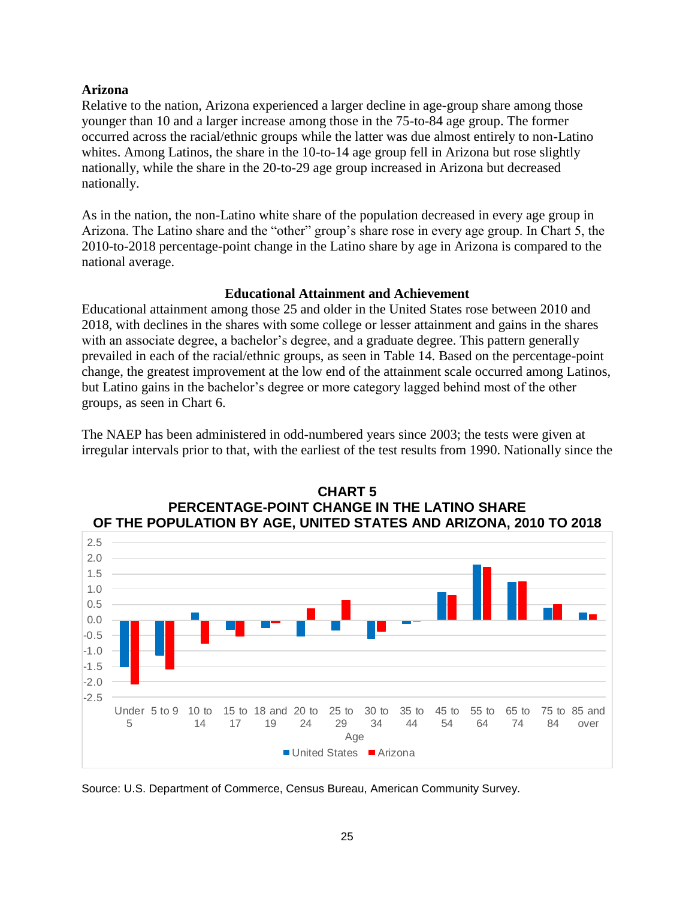### Arizona

Relative to the nation, Arizona experienced a larger decline in age-group share among those younger than 10 and a larger increase among those in the 75-to-84 age group. The former occurred across the racial/ethnic groups while the latter was due almost entirely to non-Latino whites. Among Latinos, the share in the 10-to-14 age group fell in Arizona but rose slightly nationally, while the share in the 20-to-29 age group increased in Arizona but decreased nationally.

As in the nation, the non-Latino white share of the population decreased in every age group in Arizona. The Latino share and the "other" group's share rose in every age group. In Chart 5, the 2010-to-2018 percentage-point change in the Latino share by age in Arizona is compared to the national average.

## Educational Attainment and Achievement

Educational attainment among those 25 and older in the United States rose between 2010 and 2018, with declines in the shares with some college or lesser attainment and gains in the shares with an associate degree, a bachelor's degree, and a graduate degree. This pattern generally prevailed in each of the racial/ethnic groups, as seen in Table 14. Based on the percentage-point change, the greatest improvement at the low end of the attainment scale occurred among Latinos, but Latino gains in the bachelor's degree or more category lagged behind most of the other groups, as seen in Chart 6.

The NAEP has been administered in odd-numbered years since 2003; the tests were given at irregular intervals prior to that, with the earliest of the test results from 1990. Nationally since the

**CHART 5**
**PERCENTAGE-POINT CHANGE IN THE LATINO SHARE OF THE POPULATION BY AGE, UNITED STATES AND ARIZONA, 2010 TO 2018**

Source: U.S. Department of Commerce, Census Bureau, American Community Survey.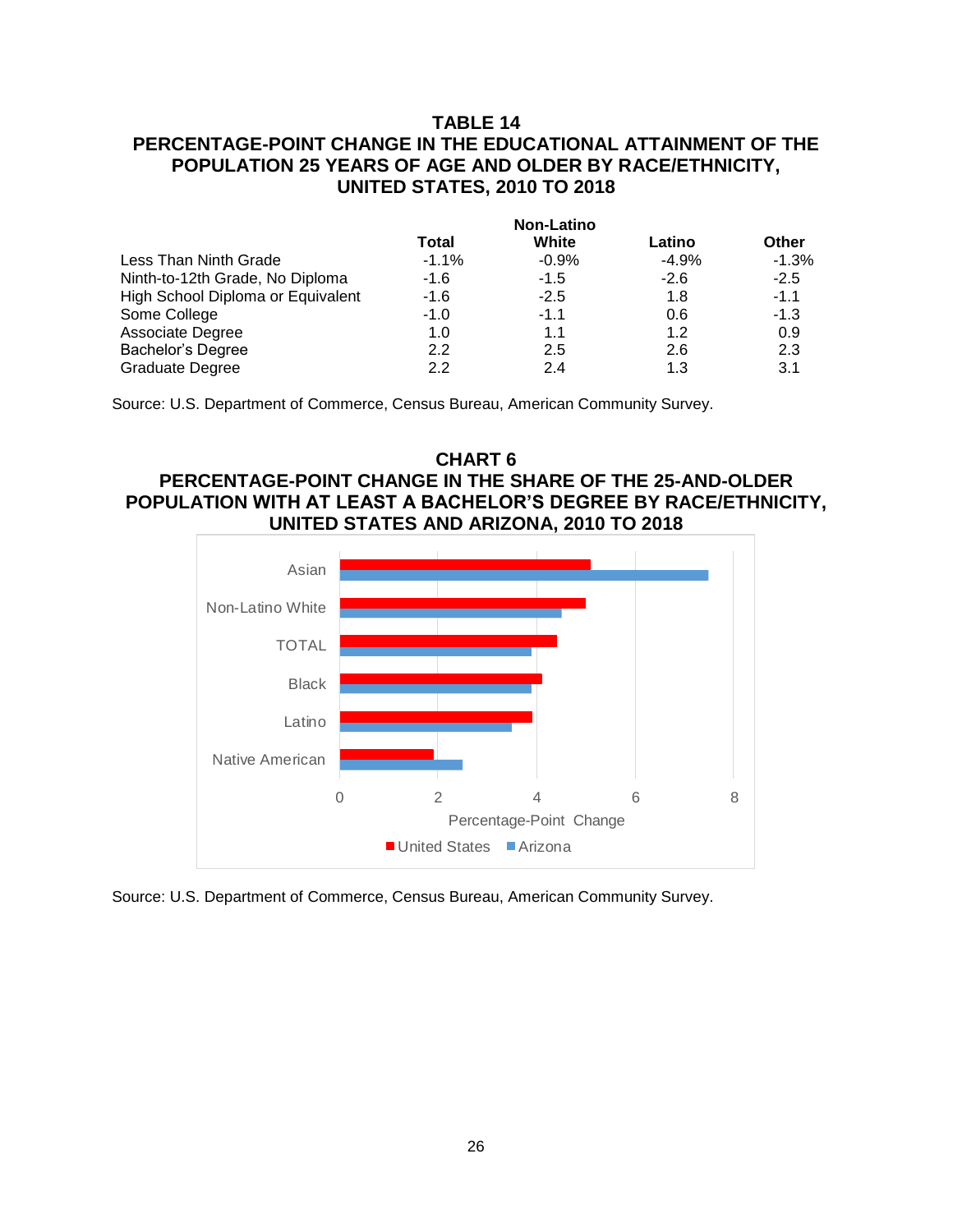**TABLE 14**
**PERCENTAGE-POINT CHANGE IN THE EDUCATIONAL ATTAINMENT OF THE POPULATION 25 YEARS OF AGE AND OLDER BY RACE/ETHNICITY, UNITED STATES, 2010 TO 2018**

| | Total | Non-Latino White | Latino | Other |
|---|---|---|---|---|
| Less Than Ninth Grade | -1.1% | -0.9% | -4.9% | -1.3% |
| Ninth-to-12th Grade, No Diploma | -1.6 | -1.5 | -2.6 | -2.5 |
| High School Diploma or Equivalent | -1.6 | -2.5 | 1.8 | -1.1 |
| Some College | -1.0 | -1.1 | 0.6 | -1.3 |
| Associate Degree | 1.0 | 1.1 | 1.2 | 0.9 |
| Bachelor's Degree | 2.2 | 2.5 | 2.6 | 2.3 |
| Graduate Degree | 2.2 | 2.4 | 1.3 | 3.1 |

Source: U.S. Department of Commerce, Census Bureau, American Community Survey.

**CHART 6**
**PERCENTAGE-POINT CHANGE IN THE SHARE OF THE 25-AND-OLDER POPULATION WITH AT LEAST A BACHELOR'S DEGREE BY RACE/ETHNICITY, UNITED STATES AND ARIZONA, 2010 TO 2018**

Source: U.S. Department of Commerce, Census Bureau, American Community Survey.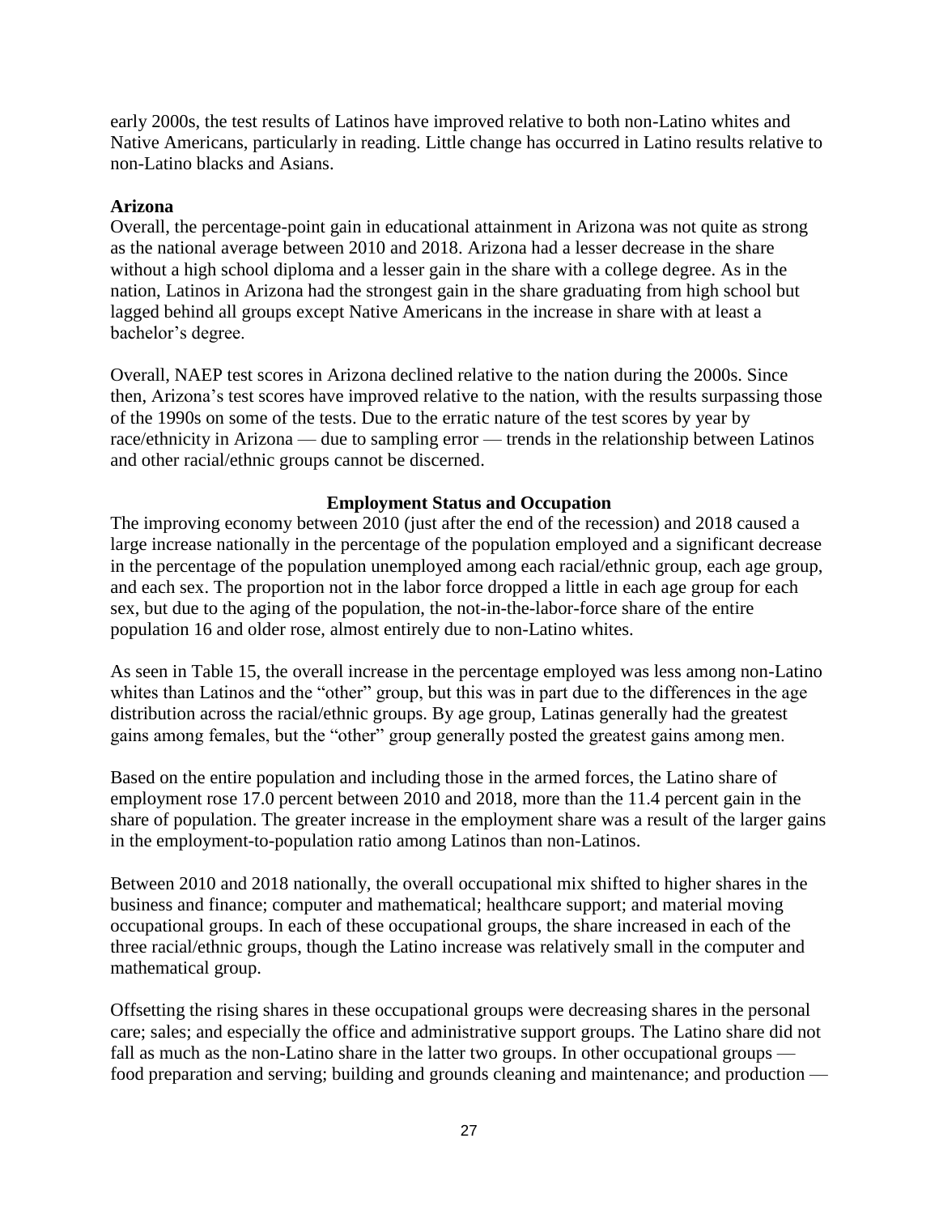early 2000s, the test results of Latinos have improved relative to both non-Latino whites and Native Americans, particularly in reading. Little change has occurred in Latino results relative to non-Latino blacks and Asians.

**Arizona**

Overall, the percentage-point gain in educational attainment in Arizona was not quite as strong as the national average between 2010 and 2018. Arizona had a lesser decrease in the share without a high school diploma and a lesser gain in the share with a college degree. As in the nation, Latinos in Arizona had the strongest gain in the share graduating from high school but lagged behind all groups except Native Americans in the increase in share with at least a bachelor's degree.

Overall, NAEP test scores in Arizona declined relative to the nation during the 2000s. Since then, Arizona's test scores have improved relative to the nation, with the results surpassing those of the 1990s on some of the tests. Due to the erratic nature of the test scores by year by race/ethnicity in Arizona — due to sampling error — trends in the relationship between Latinos and other racial/ethnic groups cannot be discerned.

## Employment Status and Occupation

The improving economy between 2010 (just after the end of the recession) and 2018 caused a large increase nationally in the percentage of the population employed and a significant decrease in the percentage of the population unemployed among each racial/ethnic group, each age group, and each sex. The proportion not in the labor force dropped a little in each age group for each sex, but due to the aging of the population, the not-in-the-labor-force share of the entire population 16 and older rose, almost entirely due to non-Latino whites.

As seen in Table 15, the overall increase in the percentage employed was less among non-Latino whites than Latinos and the "other" group, but this was in part due to the differences in the age distribution across the racial/ethnic groups. By age group, Latinas generally had the greatest gains among females, but the "other" group generally posted the greatest gains among men.

Based on the entire population and including those in the armed forces, the Latino share of employment rose 17.0 percent between 2010 and 2018, more than the 11.4 percent gain in the share of population. The greater increase in the employment share was a result of the larger gains in the employment-to-population ratio among Latinos than non-Latinos.

Between 2010 and 2018 nationally, the overall occupational mix shifted to higher shares in the business and finance; computer and mathematical; healthcare support; and material moving occupational groups. In each of these occupational groups, the share increased in each of the three racial/ethnic groups, though the Latino increase was relatively small in the computer and mathematical group.

Offsetting the rising shares in these occupational groups were decreasing shares in the personal care; sales; and especially the office and administrative support groups. The Latino share did not fall as much as the non-Latino share in the latter two groups. In other occupational groups — food preparation and serving; building and grounds cleaning and maintenance; and production —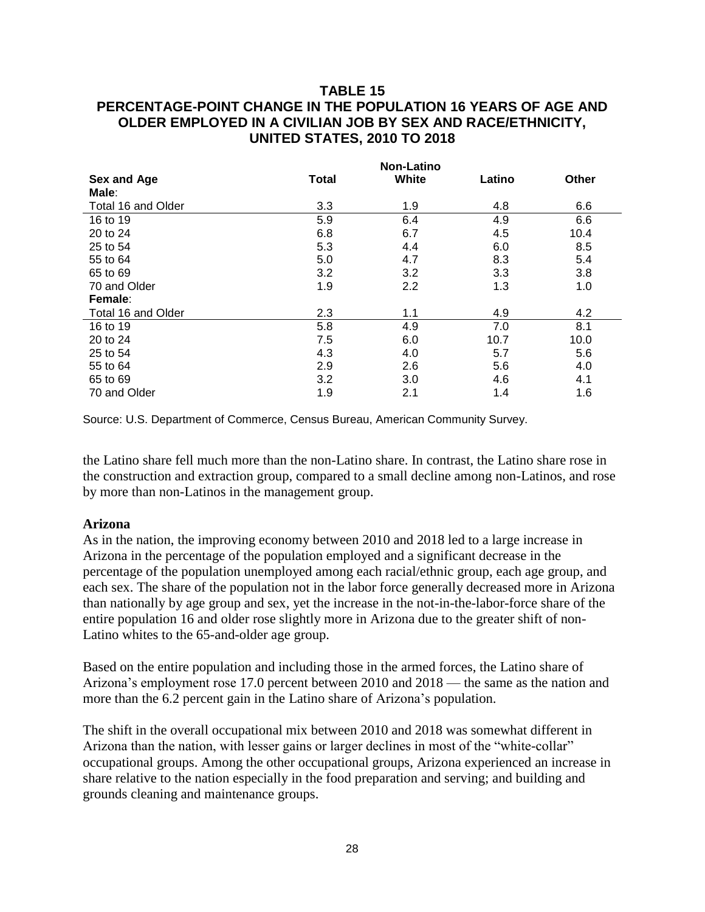**TABLE 15**
**PERCENTAGE-POINT CHANGE IN THE POPULATION 16 YEARS OF AGE AND OLDER EMPLOYED IN A CIVILIAN JOB BY SEX AND RACE/ETHNICITY, UNITED STATES, 2010 TO 2018**

| Sex and Age | Total | Non-Latino White | Latino | Other |
|---|---|---|---|---|
| **Male**: | | | | |
| Total 16 and Older | 3.3 | 1.9 | 4.8 | 6.6 |
| 16 to 19 | 5.9 | 6.4 | 4.9 | 6.6 |
| 20 to 24 | 6.8 | 6.7 | 4.5 | 10.4 |
| 25 to 54 | 5.3 | 4.4 | 6.0 | 8.5 |
| 55 to 64 | 5.0 | 4.7 | 8.3 | 5.4 |
| 65 to 69 | 3.2 | 3.2 | 3.3 | 3.8 |
| 70 and Older | 1.9 | 2.2 | 1.3 | 1.0 |
| **Female**: | | | | |
| Total 16 and Older | 2.3 | 1.1 | 4.9 | 4.2 |
| 16 to 19 | 5.8 | 4.9 | 7.0 | 8.1 |
| 20 to 24 | 7.5 | 6.0 | 10.7 | 10.0 |
| 25 to 54 | 4.3 | 4.0 | 5.7 | 5.6 |
| 55 to 64 | 2.9 | 2.6 | 5.6 | 4.0 |
| 65 to 69 | 3.2 | 3.0 | 4.6 | 4.1 |
| 70 and Older | 1.9 | 2.1 | 1.4 | 1.6 |

Source: U.S. Department of Commerce, Census Bureau, American Community Survey.

the Latino share fell much more than the non-Latino share. In contrast, the Latino share rose in the construction and extraction group, compared to a small decline among non-Latinos, and rose by more than non-Latinos in the management group.

**Arizona**

As in the nation, the improving economy between 2010 and 2018 led to a large increase in Arizona in the percentage of the population employed and a significant decrease in the percentage of the population unemployed among each racial/ethnic group, each age group, and each sex. The share of the population not in the labor force generally decreased more in Arizona than nationally by age group and sex, yet the increase in the not-in-the-labor-force share of the entire population 16 and older rose slightly more in Arizona due to the greater shift of non-Latino whites to the 65-and-older age group.

Based on the entire population and including those in the armed forces, the Latino share of Arizona's employment rose 17.0 percent between 2010 and 2018 — the same as the nation and more than the 6.2 percent gain in the Latino share of Arizona's population.

The shift in the overall occupational mix between 2010 and 2018 was somewhat different in Arizona than the nation, with lesser gains or larger declines in most of the "white-collar" occupational groups. Among the other occupational groups, Arizona experienced an increase in share relative to the nation especially in the food preparation and serving; and building and grounds cleaning and maintenance groups.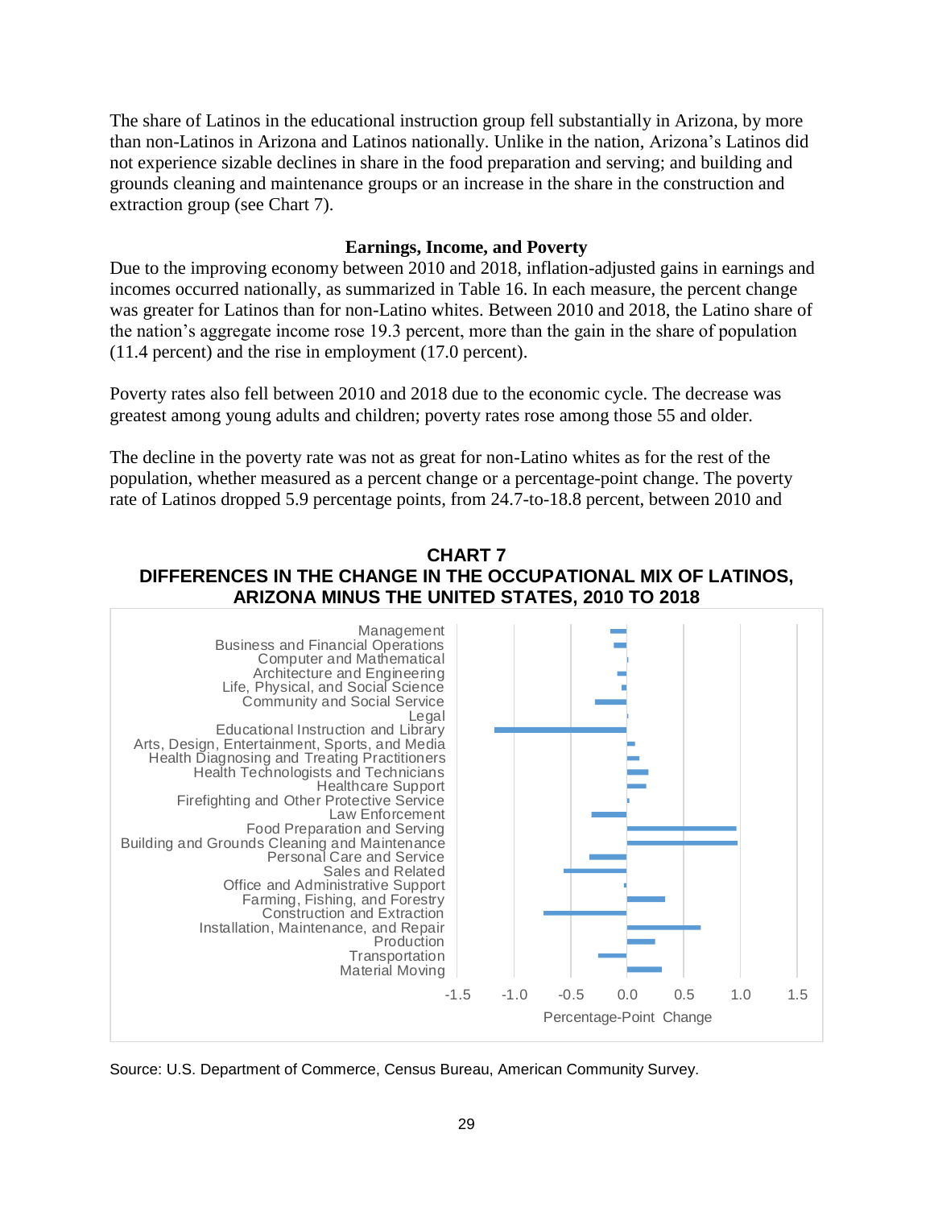The share of Latinos in the educational instruction group fell substantially in Arizona, by more than non-Latinos in Arizona and Latinos nationally. Unlike in the nation, Arizona's Latinos did not experience sizable declines in share in the food preparation and serving; and building and grounds cleaning and maintenance groups or an increase in the share in the construction and extraction group (see Chart 7).

**Earnings, Income, and Poverty**

Due to the improving economy between 2010 and 2018, inflation-adjusted gains in earnings and incomes occurred nationally, as summarized in Table 16. In each measure, the percent change was greater for Latinos than for non-Latino whites. Between 2010 and 2018, the Latino share of the nation's aggregate income rose 19.3 percent, more than the gain in the share of population (11.4 percent) and the rise in employment (17.0 percent).

Poverty rates also fell between 2010 and 2018 due to the economic cycle. The decrease was greatest among young adults and children; poverty rates rose among those 55 and older.

The decline in the poverty rate was not as great for non-Latino whites as for the rest of the population, whether measured as a percent change or a percentage-point change. The poverty rate of Latinos dropped 5.9 percentage points, from 24.7-to-18.8 percent, between 2010 and

**CHART 7**
**DIFFERENCES IN THE CHANGE IN THE OCCUPATIONAL MIX OF LATINOS, ARIZONA MINUS THE UNITED STATES, 2010 TO 2018**

Source: U.S. Department of Commerce, Census Bureau, American Community Survey.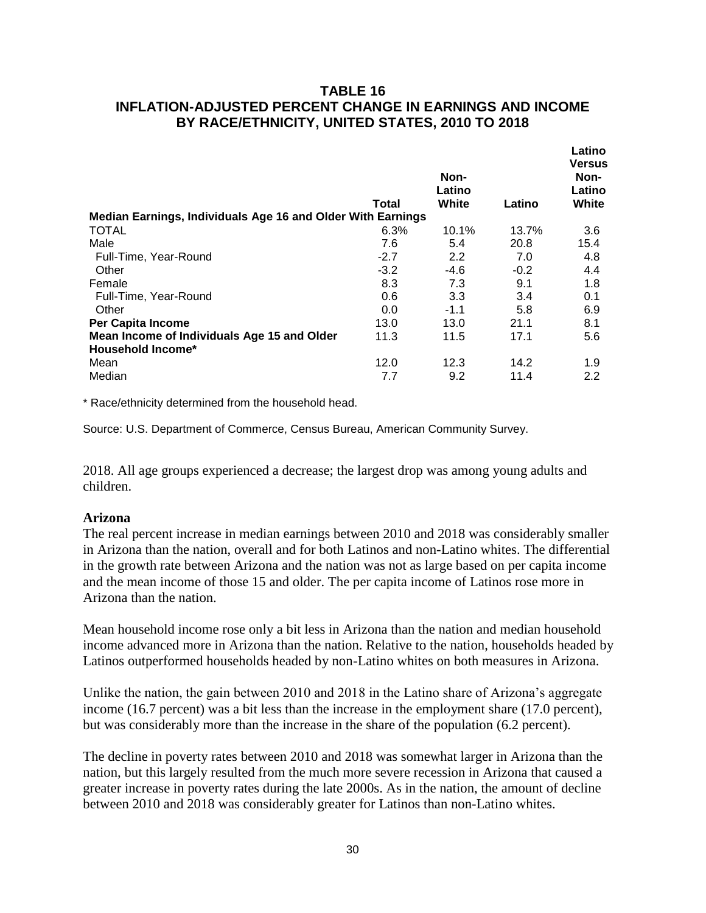## TABLE 16
## INFLATION-ADJUSTED PERCENT CHANGE IN EARNINGS AND INCOME BY RACE/ETHNICITY, UNITED STATES, 2010 TO 2018

| | Total | Non-Latino White | Latino | Latino Versus Non-Latino White |
|---|---|---|---|---|
| **Median Earnings, Individuals Age 16 and Older With Earnings** | | | | |
| TOTAL | 6.3% | 10.1% | 13.7% | 3.6 |
| Male | 7.6 | 5.4 | 20.8 | 15.4 |
| Full-Time, Year-Round | -2.7 | 2.2 | 7.0 | 4.8 |
| Other | -3.2 | -4.6 | -0.2 | 4.4 |
| Female | 8.3 | 7.3 | 9.1 | 1.8 |
| Full-Time, Year-Round | 0.6 | 3.3 | 3.4 | 0.1 |
| Other | 0.0 | -1.1 | 5.8 | 6.9 |
| **Per Capita Income** | 13.0 | 13.0 | 21.1 | 8.1 |
| **Mean Income of Individuals Age 15 and Older** | 11.3 | 11.5 | 17.1 | 5.6 |
| **Household Income*** | | | | |
| Mean | 12.0 | 12.3 | 14.2 | 1.9 |
| Median | 7.7 | 9.2 | 11.4 | 2.2 |

* Race/ethnicity determined from the household head.

Source: U.S. Department of Commerce, Census Bureau, American Community Survey.

2018. All age groups experienced a decrease; the largest drop was among young adults and children.

**Arizona**

The real percent increase in median earnings between 2010 and 2018 was considerably smaller in Arizona than the nation, overall and for both Latinos and non-Latino whites. The differential in the growth rate between Arizona and the nation was not as large based on per capita income and the mean income of those 15 and older. The per capita income of Latinos rose more in Arizona than the nation.

Mean household income rose only a bit less in Arizona than the nation and median household income advanced more in Arizona than the nation. Relative to the nation, households headed by Latinos outperformed households headed by non-Latino whites on both measures in Arizona.

Unlike the nation, the gain between 2010 and 2018 in the Latino share of Arizona's aggregate income (16.7 percent) was a bit less than the increase in the employment share (17.0 percent), but was considerably more than the increase in the share of the population (6.2 percent).

The decline in poverty rates between 2010 and 2018 was somewhat larger in Arizona than the nation, but this largely resulted from the much more severe recession in Arizona that caused a greater increase in poverty rates during the late 2000s. As in the nation, the amount of decline between 2010 and 2018 was considerably greater for Latinos than non-Latino whites.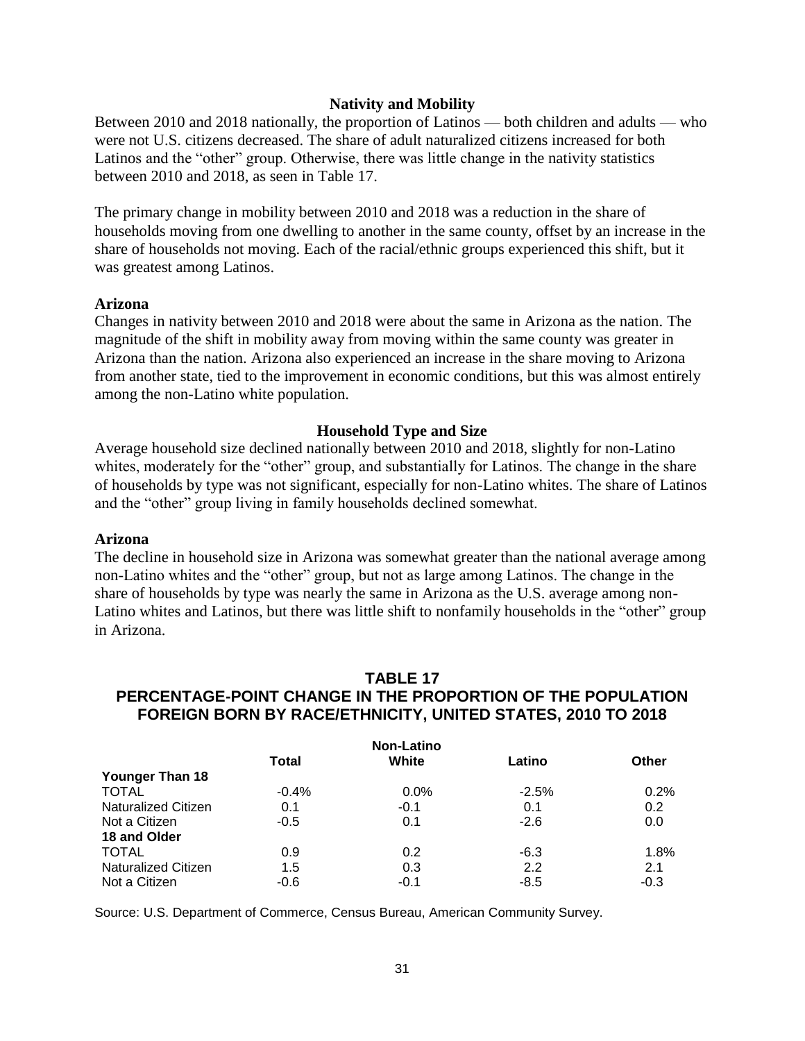## Nativity and Mobility

Between 2010 and 2018 nationally, the proportion of Latinos — both children and adults — who were not U.S. citizens decreased. The share of adult naturalized citizens increased for both Latinos and the "other" group. Otherwise, there was little change in the nativity statistics between 2010 and 2018, as seen in Table 17.

The primary change in mobility between 2010 and 2018 was a reduction in the share of households moving from one dwelling to another in the same county, offset by an increase in the share of households not moving. Each of the racial/ethnic groups experienced this shift, but it was greatest among Latinos.

### Arizona

Changes in nativity between 2010 and 2018 were about the same in Arizona as the nation. The magnitude of the shift in mobility away from moving within the same county was greater in Arizona than the nation. Arizona also experienced an increase in the share moving to Arizona from another state, tied to the improvement in economic conditions, but this was almost entirely among the non-Latino white population.

## Household Type and Size

Average household size declined nationally between 2010 and 2018, slightly for non-Latino whites, moderately for the "other" group, and substantially for Latinos. The change in the share of households by type was not significant, especially for non-Latino whites. The share of Latinos and the "other" group living in family households declined somewhat.

### Arizona

The decline in household size in Arizona was somewhat greater than the national average among non-Latino whites and the "other" group, but not as large among Latinos. The change in the share of households by type was nearly the same in Arizona as the U.S. average among non-Latino whites and Latinos, but there was little shift to nonfamily households in the "other" group in Arizona.

## TABLE 17
## PERCENTAGE-POINT CHANGE IN THE PROPORTION OF THE POPULATION FOREIGN BORN BY RACE/ETHNICITY, UNITED STATES, 2010 TO 2018

| | Total | Non-Latino White | Latino | Other |
|---|---|---|---|---|
| **Younger Than 18** | | | | |
| TOTAL | -0.4% | 0.0% | -2.5% | 0.2% |
| Naturalized Citizen | 0.1 | -0.1 | 0.1 | 0.2 |
| Not a Citizen | -0.5 | 0.1 | -2.6 | 0.0 |
| **18 and Older** | | | | |
| TOTAL | 0.9 | 0.2 | -6.3 | 1.8% |
| Naturalized Citizen | 1.5 | 0.3 | 2.2 | 2.1 |
| Not a Citizen | -0.6 | -0.1 | -8.5 | -0.3 |

Source: U.S. Department of Commerce, Census Bureau, American Community Survey.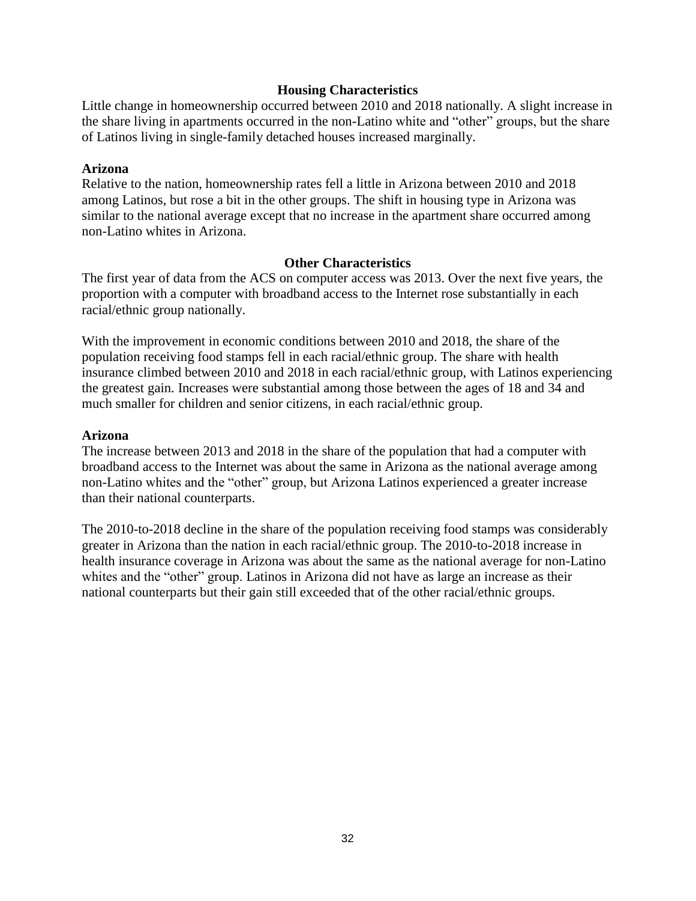## Housing Characteristics

Little change in homeownership occurred between 2010 and 2018 nationally. A slight increase in the share living in apartments occurred in the non-Latino white and “other” groups, but the share of Latinos living in single-family detached houses increased marginally.

### Arizona

Relative to the nation, homeownership rates fell a little in Arizona between 2010 and 2018 among Latinos, but rose a bit in the other groups. The shift in housing type in Arizona was similar to the national average except that no increase in the apartment share occurred among non-Latino whites in Arizona.

## Other Characteristics

The first year of data from the ACS on computer access was 2013. Over the next five years, the proportion with a computer with broadband access to the Internet rose substantially in each racial/ethnic group nationally.

With the improvement in economic conditions between 2010 and 2018, the share of the population receiving food stamps fell in each racial/ethnic group. The share with health insurance climbed between 2010 and 2018 in each racial/ethnic group, with Latinos experiencing the greatest gain. Increases were substantial among those between the ages of 18 and 34 and much smaller for children and senior citizens, in each racial/ethnic group.

### Arizona

The increase between 2013 and 2018 in the share of the population that had a computer with broadband access to the Internet was about the same in Arizona as the national average among non-Latino whites and the “other” group, but Arizona Latinos experienced a greater increase than their national counterparts.

The 2010-to-2018 decline in the share of the population receiving food stamps was considerably greater in Arizona than the nation in each racial/ethnic group. The 2010-to-2018 increase in health insurance coverage in Arizona was about the same as the national average for non-Latino whites and the “other” group. Latinos in Arizona did not have as large an increase as their national counterparts but their gain still exceeded that of the other racial/ethnic groups.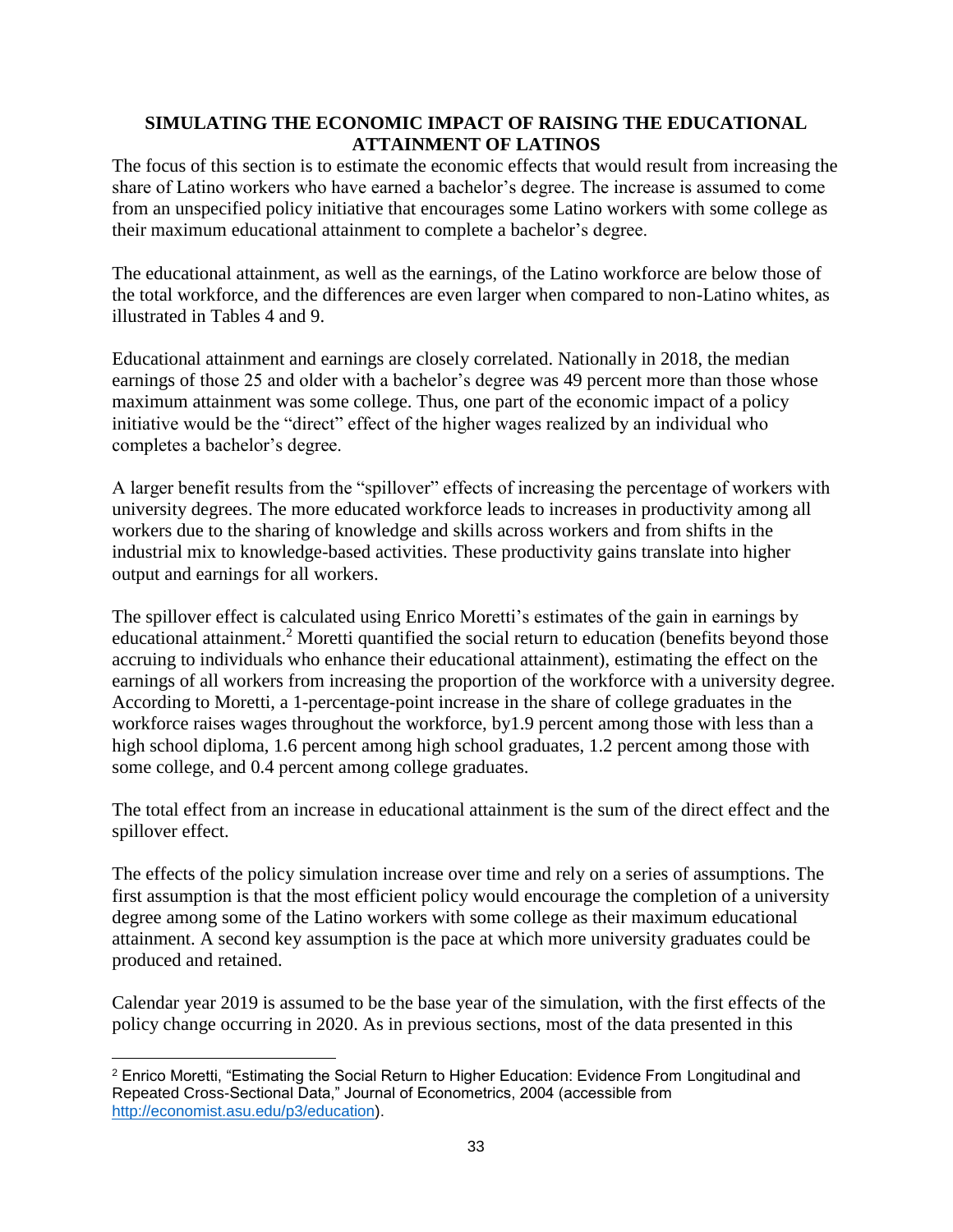## SIMULATING THE ECONOMIC IMPACT OF RAISING THE EDUCATIONAL ATTAINMENT OF LATINOS

The focus of this section is to estimate the economic effects that would result from increasing the share of Latino workers who have earned a bachelor's degree. The increase is assumed to come from an unspecified policy initiative that encourages some Latino workers with some college as their maximum educational attainment to complete a bachelor's degree.

The educational attainment, as well as the earnings, of the Latino workforce are below those of the total workforce, and the differences are even larger when compared to non-Latino whites, as illustrated in Tables 4 and 9.

Educational attainment and earnings are closely correlated. Nationally in 2018, the median earnings of those 25 and older with a bachelor's degree was 49 percent more than those whose maximum attainment was some college. Thus, one part of the economic impact of a policy initiative would be the "direct" effect of the higher wages realized by an individual who completes a bachelor's degree.

A larger benefit results from the "spillover" effects of increasing the percentage of workers with university degrees. The more educated workforce leads to increases in productivity among all workers due to the sharing of knowledge and skills across workers and from shifts in the industrial mix to knowledge-based activities. These productivity gains translate into higher output and earnings for all workers.

The spillover effect is calculated using Enrico Moretti's estimates of the gain in earnings by educational attainment.[2] Moretti quantified the social return to education (benefits beyond those accruing to individuals who enhance their educational attainment), estimating the effect on the earnings of all workers from increasing the proportion of the workforce with a university degree. According to Moretti, a 1-percentage-point increase in the share of college graduates in the workforce raises wages throughout the workforce, by1.9 percent among those with less than a high school diploma, 1.6 percent among high school graduates, 1.2 percent among those with some college, and 0.4 percent among college graduates.

The total effect from an increase in educational attainment is the sum of the direct effect and the spillover effect.

The effects of the policy simulation increase over time and rely on a series of assumptions. The first assumption is that the most efficient policy would encourage the completion of a university degree among some of the Latino workers with some college as their maximum educational attainment. A second key assumption is the pace at which more university graduates could be produced and retained.

Calendar year 2019 is assumed to be the base year of the simulation, with the first effects of the policy change occurring in 2020. As in previous sections, most of the data presented in this

---

[2] Enrico Moretti, "Estimating the Social Return to Higher Education: Evidence From Longitudinal and Repeated Cross-Sectional Data," Journal of Econometrics, 2004 (accessible from http://economist.asu.edu/p3/education).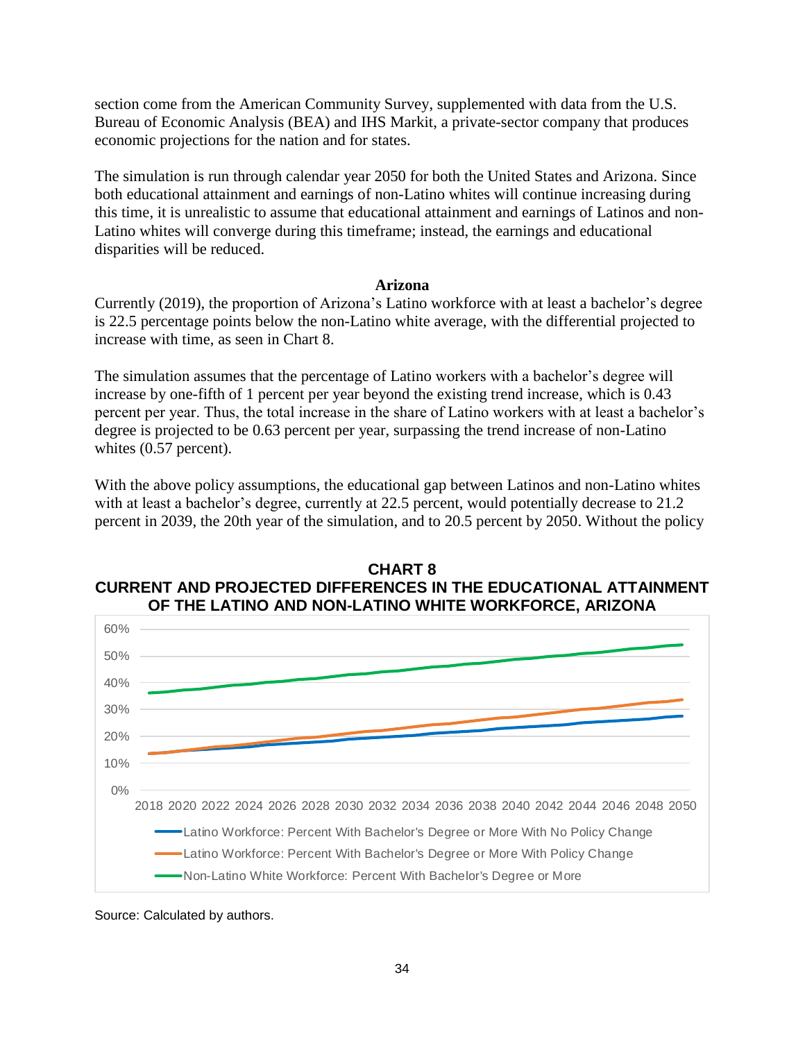section come from the American Community Survey, supplemented with data from the U.S. Bureau of Economic Analysis (BEA) and IHS Markit, a private-sector company that produces economic projections for the nation and for states.

The simulation is run through calendar year 2050 for both the United States and Arizona. Since both educational attainment and earnings of non-Latino whites will continue increasing during this time, it is unrealistic to assume that educational attainment and earnings of Latinos and non-Latino whites will converge during this timeframe; instead, the earnings and educational disparities will be reduced.

### Arizona

Currently (2019), the proportion of Arizona's Latino workforce with at least a bachelor's degree is 22.5 percentage points below the non-Latino white average, with the differential projected to increase with time, as seen in Chart 8.

The simulation assumes that the percentage of Latino workers with a bachelor's degree will increase by one-fifth of 1 percent per year beyond the existing trend increase, which is 0.43 percent per year. Thus, the total increase in the share of Latino workers with at least a bachelor's degree is projected to be 0.63 percent per year, surpassing the trend increase of non-Latino whites (0.57 percent).

With the above policy assumptions, the educational gap between Latinos and non-Latino whites with at least a bachelor's degree, currently at 22.5 percent, would potentially decrease to 21.2 percent in 2039, the 20th year of the simulation, and to 20.5 percent by 2050. Without the policy

**CHART 8**
**CURRENT AND PROJECTED DIFFERENCES IN THE EDUCATIONAL ATTAINMENT OF THE LATINO AND NON-LATINO WHITE WORKFORCE, ARIZONA**

Source: Calculated by authors.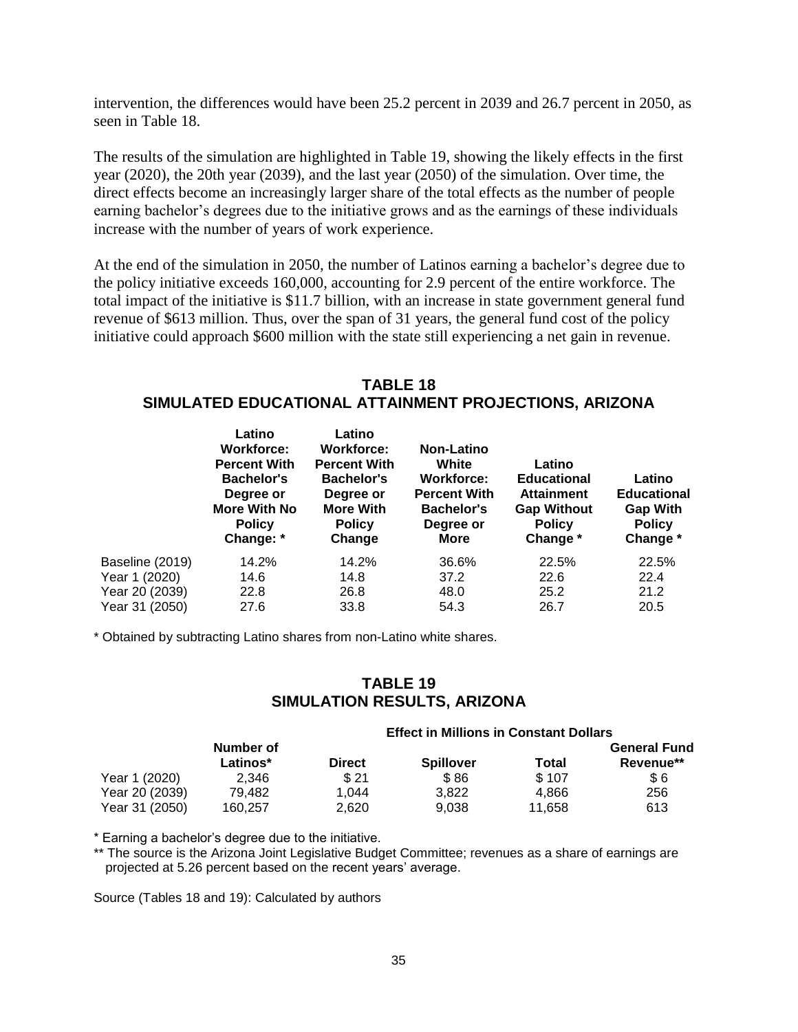intervention, the differences would have been 25.2 percent in 2039 and 26.7 percent in 2050, as seen in Table 18.

The results of the simulation are highlighted in Table 19, showing the likely effects in the first year (2020), the 20th year (2039), and the last year (2050) of the simulation. Over time, the direct effects become an increasingly larger share of the total effects as the number of people earning bachelor's degrees due to the initiative grows and as the earnings of these individuals increase with the number of years of work experience.

At the end of the simulation in 2050, the number of Latinos earning a bachelor's degree due to the policy initiative exceeds 160,000, accounting for 2.9 percent of the entire workforce. The total impact of the initiative is $11.7 billion, with an increase in state government general fund revenue of $613 million. Thus, over the span of 31 years, the general fund cost of the policy initiative could approach $600 million with the state still experiencing a net gain in revenue.

## TABLE 18
## SIMULATED EDUCATIONAL ATTAINMENT PROJECTIONS, ARIZONA

| | Latino Workforce: Percent With Bachelor's Degree or More With No Policy Change: * | Latino Workforce: Percent With Bachelor's Degree or More With Policy Change | Non-Latino White Workforce: Percent With Bachelor's Degree or More | Latino Educational Attainment Gap Without Policy Change * | Latino Educational Gap With Policy Change * |
|---|---|---|---|---|---|
| Baseline (2019) | 14.2% | 14.2% | 36.6% | 22.5% | 22.5% |
| Year 1 (2020) | 14.6 | 14.8 | 37.2 | 22.6 | 22.4 |
| Year 20 (2039) | 22.8 | 26.8 | 48.0 | 25.2 | 21.2 |
| Year 31 (2050) | 27.6 | 33.8 | 54.3 | 26.7 | 20.5 |

\* Obtained by subtracting Latino shares from non-Latino white shares.

## TABLE 19
## SIMULATION RESULTS, ARIZONA

| | Number of Latinos* | Effect in Millions in Constant Dollars: Direct | Spillover | Total | General Fund Revenue** |
|---|---|---|---|---|---|
| Year 1 (2020) | 2,346 | $ 21 | $ 86 | $ 107 | $ 6 |
| Year 20 (2039) | 79,482 | 1,044 | 3,822 | 4,866 | 256 |
| Year 31 (2050) | 160,257 | 2,620 | 9,038 | 11,658 | 613 |

\* Earning a bachelor's degree due to the initiative.

\** The source is the Arizona Joint Legislative Budget Committee; revenues as a share of earnings are projected at 5.26 percent based on the recent years' average.

Source (Tables 18 and 19): Calculated by authors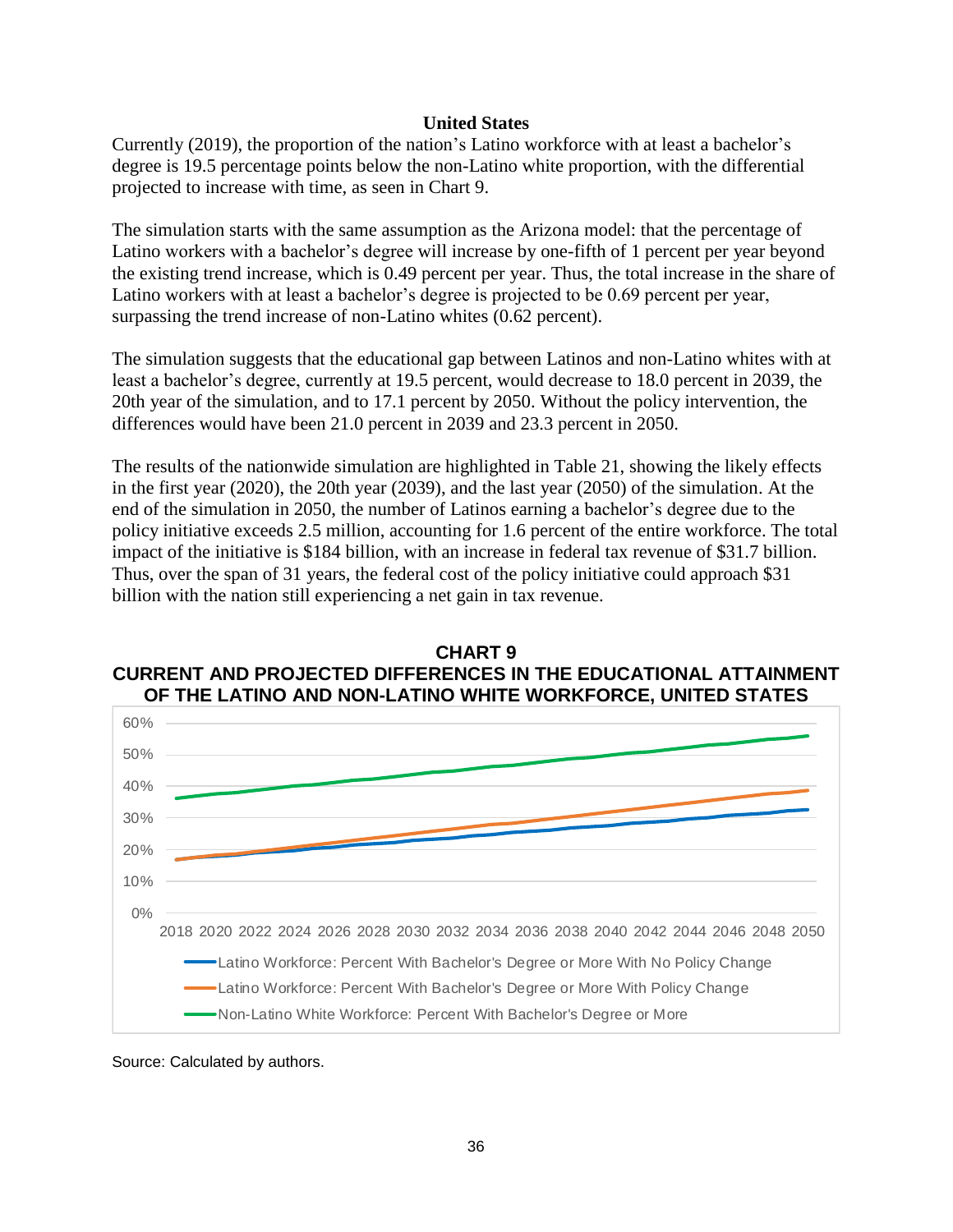## United States

Currently (2019), the proportion of the nation's Latino workforce with at least a bachelor's degree is 19.5 percentage points below the non-Latino white proportion, with the differential projected to increase with time, as seen in Chart 9.

The simulation starts with the same assumption as the Arizona model: that the percentage of Latino workers with a bachelor's degree will increase by one-fifth of 1 percent per year beyond the existing trend increase, which is 0.49 percent per year. Thus, the total increase in the share of Latino workers with at least a bachelor's degree is projected to be 0.69 percent per year, surpassing the trend increase of non-Latino whites (0.62 percent).

The simulation suggests that the educational gap between Latinos and non-Latino whites with at least a bachelor's degree, currently at 19.5 percent, would decrease to 18.0 percent in 2039, the 20th year of the simulation, and to 17.1 percent by 2050. Without the policy intervention, the differences would have been 21.0 percent in 2039 and 23.3 percent in 2050.

The results of the nationwide simulation are highlighted in Table 21, showing the likely effects in the first year (2020), the 20th year (2039), and the last year (2050) of the simulation. At the end of the simulation in 2050, the number of Latinos earning a bachelor's degree due to the policy initiative exceeds 2.5 million, accounting for 1.6 percent of the entire workforce. The total impact of the initiative is $184 billion, with an increase in federal tax revenue of $31.7 billion. Thus, over the span of 31 years, the federal cost of the policy initiative could approach $31 billion with the nation still experiencing a net gain in tax revenue.

**CHART 9**
**CURRENT AND PROJECTED DIFFERENCES IN THE EDUCATIONAL ATTAINMENT OF THE LATINO AND NON-LATINO WHITE WORKFORCE, UNITED STATES**

Source: Calculated by authors.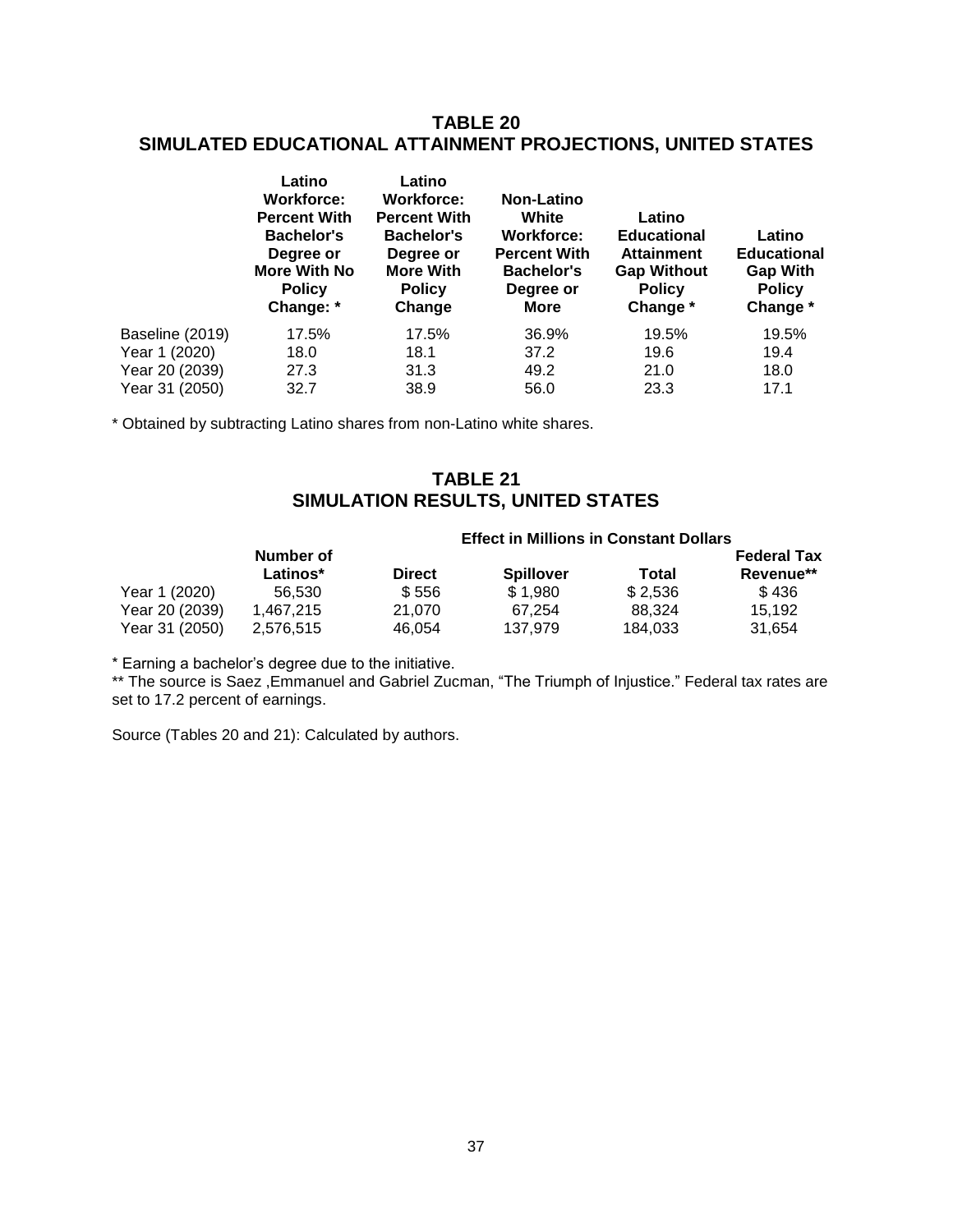## TABLE 20
## SIMULATED EDUCATIONAL ATTAINMENT PROJECTIONS, UNITED STATES

| | Latino Workforce: Percent With Bachelor's Degree or More With No Policy Change: * | Latino Workforce: Percent With Bachelor's Degree or More With Policy Change | Non-Latino White Workforce: Percent With Bachelor's Degree or More | Latino Educational Attainment Gap Without Policy Change * | Latino Educational Gap With Policy Change * |
|---|---|---|---|---|---|
| Baseline (2019) | 17.5% | 17.5% | 36.9% | 19.5% | 19.5% |
| Year 1 (2020) | 18.0 | 18.1 | 37.2 | 19.6 | 19.4 |
| Year 20 (2039) | 27.3 | 31.3 | 49.2 | 21.0 | 18.0 |
| Year 31 (2050) | 32.7 | 38.9 | 56.0 | 23.3 | 17.1 |

* Obtained by subtracting Latino shares from non-Latino white shares.

## TABLE 21
## SIMULATION RESULTS, UNITED STATES

| | | Effect in Millions in Constant Dollars | | | |
|---|---|---|---|---|---|
| | Number of Latinos* | Direct | Spillover | Total | Federal Tax Revenue** |
| Year 1 (2020) | 56,530 | $ 556 | $ 1,980 | $ 2,536 | $ 436 |
| Year 20 (2039) | 1,467,215 | 21,070 | 67,254 | 88,324 | 15,192 |
| Year 31 (2050) | 2,576,515 | 46,054 | 137,979 | 184,033 | 31,654 |

* Earning a bachelor's degree due to the initiative.

** The source is Saez ,Emmanuel and Gabriel Zucman, "The Triumph of Injustice." Federal tax rates are set to 17.2 percent of earnings.

Source (Tables 20 and 21): Calculated by authors.